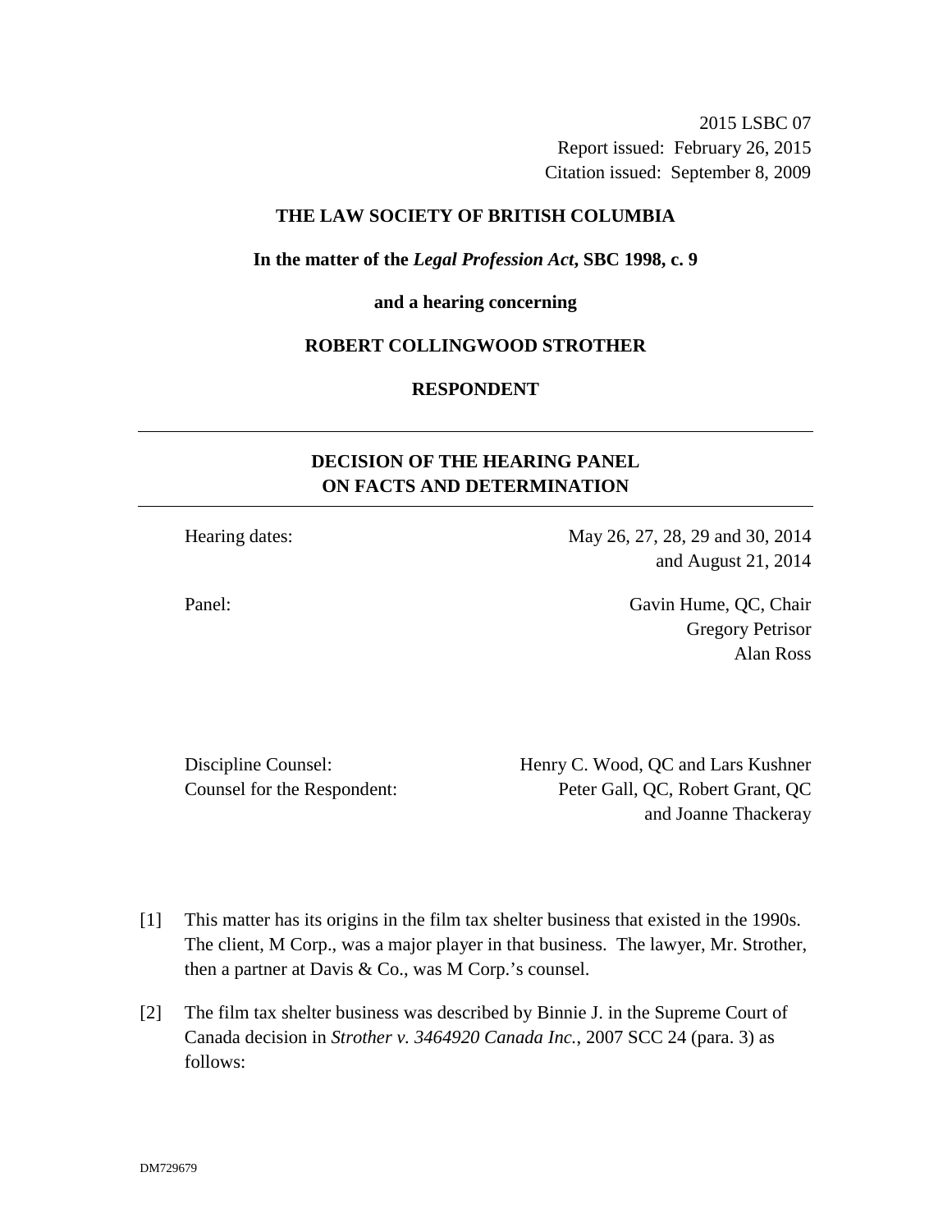2015 LSBC 07
Report issued: February 26, 2015
Citation issued: September 8, 2009

**THE LAW SOCIETY OF BRITISH COLUMBIA**

**In the matter of the *Legal Profession Act*, SBC 1998, c. 9**

**and a hearing concerning**

**ROBERT COLLINGWOOD STROTHER**

**RESPONDENT**

---

## DECISION OF THE HEARING PANEL ON FACTS AND DETERMINATION

---

Hearing dates: May 26, 27, 28, 29 and 30, 2014 and August 21, 2014

Panel: Gavin Hume, QC, Chair
Gregory Petrisor
Alan Ross

Discipline Counsel: Henry C. Wood, QC and Lars Kushner
Counsel for the Respondent: Peter Gall, QC, Robert Grant, QC and Joanne Thackeray

[1] This matter has its origins in the film tax shelter business that existed in the 1990s. The client, M Corp., was a major player in that business. The lawyer, Mr. Strother, then a partner at Davis & Co., was M Corp.'s counsel.

[2] The film tax shelter business was described by Binnie J. in the Supreme Court of Canada decision in *Strother v. 3464920 Canada Inc.*, 2007 SCC 24 (para. 3) as follows: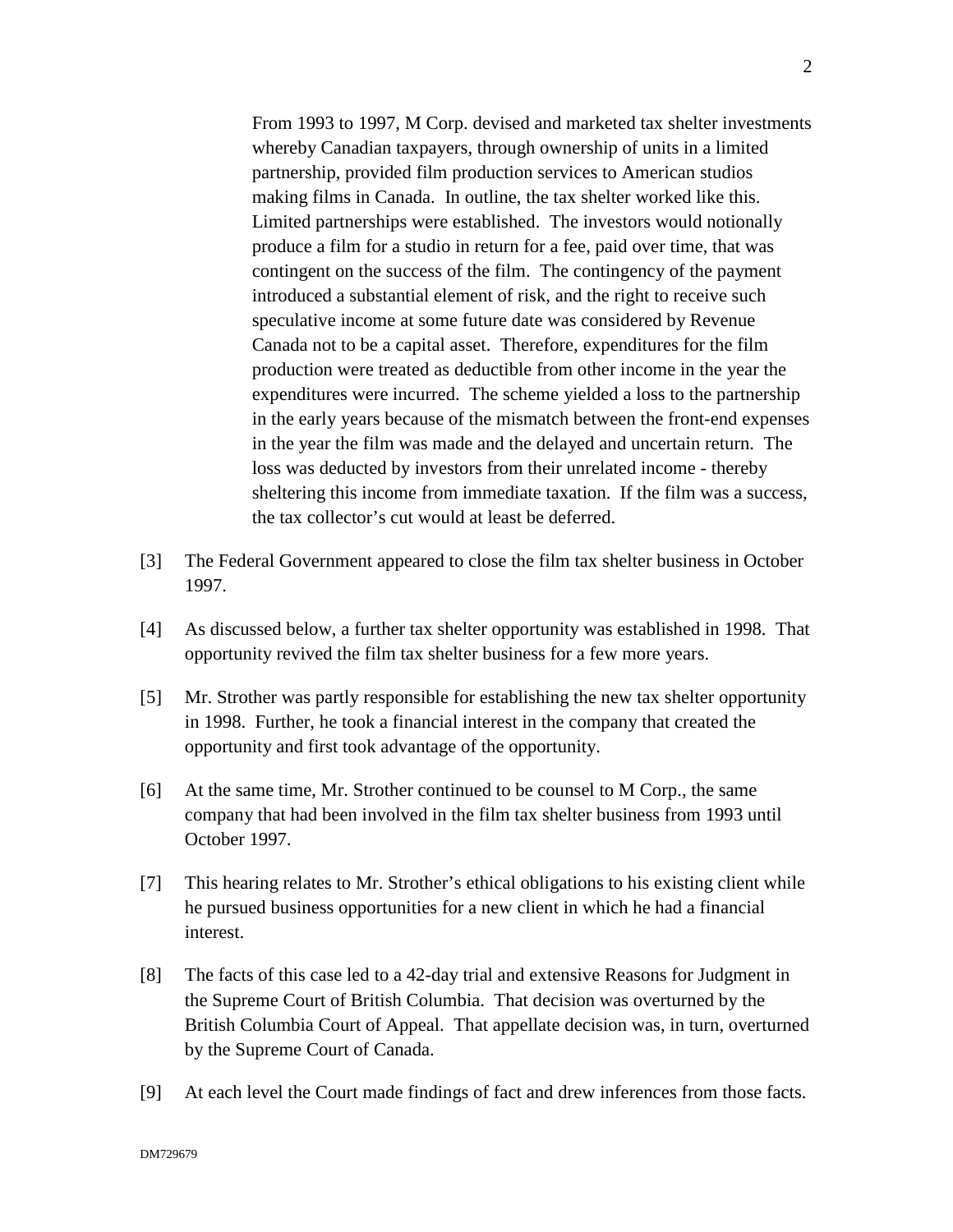> From 1993 to 1997, M Corp. devised and marketed tax shelter investments whereby Canadian taxpayers, through ownership of units in a limited partnership, provided film production services to American studios making films in Canada. In outline, the tax shelter worked like this. Limited partnerships were established. The investors would notionally produce a film for a studio in return for a fee, paid over time, that was contingent on the success of the film. The contingency of the payment introduced a substantial element of risk, and the right to receive such speculative income at some future date was considered by Revenue Canada not to be a capital asset. Therefore, expenditures for the film production were treated as deductible from other income in the year the expenditures were incurred. The scheme yielded a loss to the partnership in the early years because of the mismatch between the front-end expenses in the year the film was made and the delayed and uncertain return. The loss was deducted by investors from their unrelated income - thereby sheltering this income from immediate taxation. If the film was a success, the tax collector's cut would at least be deferred.

[3] The Federal Government appeared to close the film tax shelter business in October 1997.

[4] As discussed below, a further tax shelter opportunity was established in 1998. That opportunity revived the film tax shelter business for a few more years.

[5] Mr. Strother was partly responsible for establishing the new tax shelter opportunity in 1998. Further, he took a financial interest in the company that created the opportunity and first took advantage of the opportunity.

[6] At the same time, Mr. Strother continued to be counsel to M Corp., the same company that had been involved in the film tax shelter business from 1993 until October 1997.

[7] This hearing relates to Mr. Strother's ethical obligations to his existing client while he pursued business opportunities for a new client in which he had a financial interest.

[8] The facts of this case led to a 42-day trial and extensive Reasons for Judgment in the Supreme Court of British Columbia. That decision was overturned by the British Columbia Court of Appeal. That appellate decision was, in turn, overturned by the Supreme Court of Canada.

[9] At each level the Court made findings of fact and drew inferences from those facts.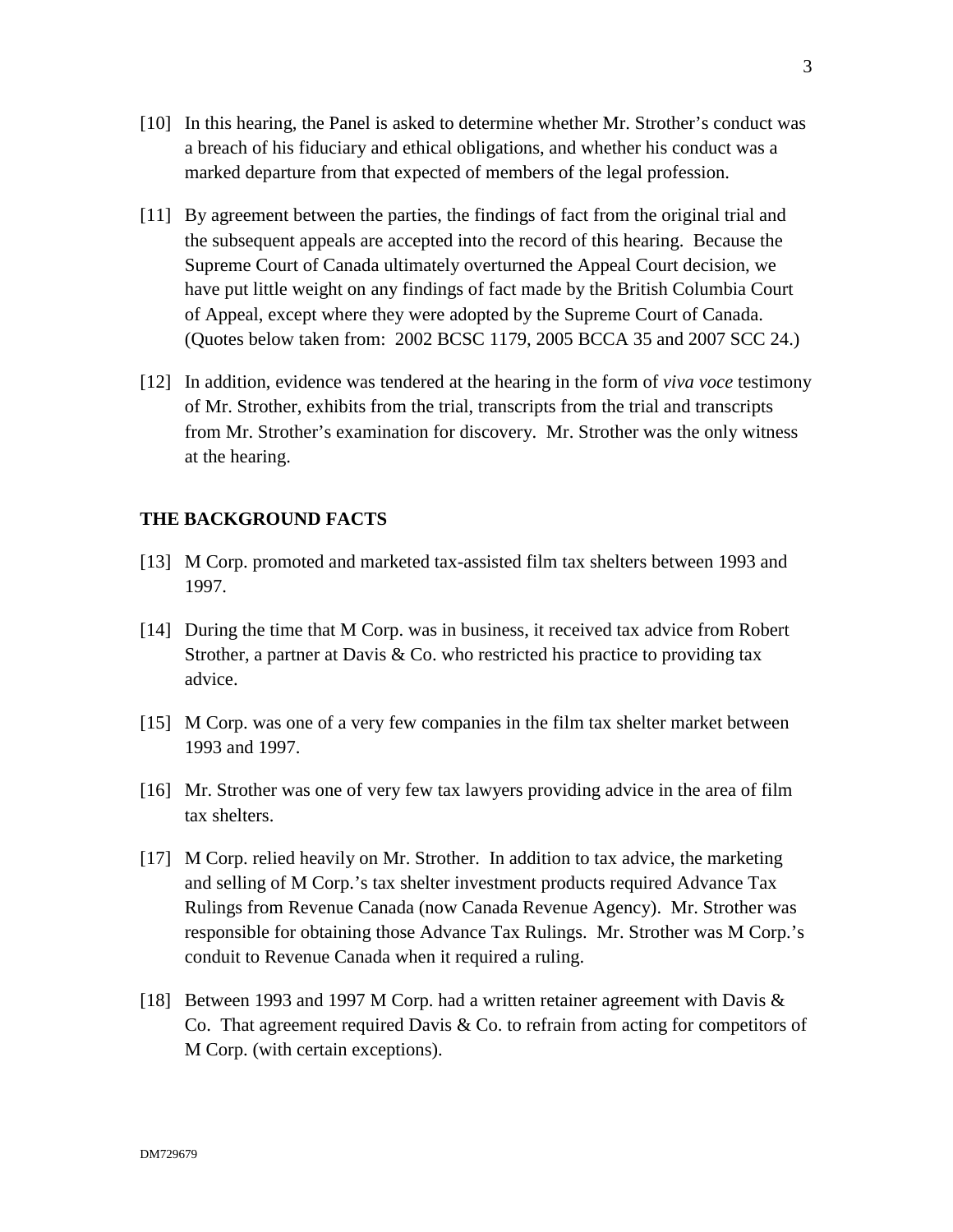[10] In this hearing, the Panel is asked to determine whether Mr. Strother's conduct was a breach of his fiduciary and ethical obligations, and whether his conduct was a marked departure from that expected of members of the legal profession.

[11] By agreement between the parties, the findings of fact from the original trial and the subsequent appeals are accepted into the record of this hearing. Because the Supreme Court of Canada ultimately overturned the Appeal Court decision, we have put little weight on any findings of fact made by the British Columbia Court of Appeal, except where they were adopted by the Supreme Court of Canada. (Quotes below taken from: 2002 BCSC 1179, 2005 BCCA 35 and 2007 SCC 24.)

[12] In addition, evidence was tendered at the hearing in the form of *viva voce* testimony of Mr. Strother, exhibits from the trial, transcripts from the trial and transcripts from Mr. Strother's examination for discovery. Mr. Strother was the only witness at the hearing.

## THE BACKGROUND FACTS

[13] M Corp. promoted and marketed tax-assisted film tax shelters between 1993 and 1997.

[14] During the time that M Corp. was in business, it received tax advice from Robert Strother, a partner at Davis & Co. who restricted his practice to providing tax advice.

[15] M Corp. was one of a very few companies in the film tax shelter market between 1993 and 1997.

[16] Mr. Strother was one of very few tax lawyers providing advice in the area of film tax shelters.

[17] M Corp. relied heavily on Mr. Strother. In addition to tax advice, the marketing and selling of M Corp.'s tax shelter investment products required Advance Tax Rulings from Revenue Canada (now Canada Revenue Agency). Mr. Strother was responsible for obtaining those Advance Tax Rulings. Mr. Strother was M Corp.'s conduit to Revenue Canada when it required a ruling.

[18] Between 1993 and 1997 M Corp. had a written retainer agreement with Davis & Co. That agreement required Davis & Co. to refrain from acting for competitors of M Corp. (with certain exceptions).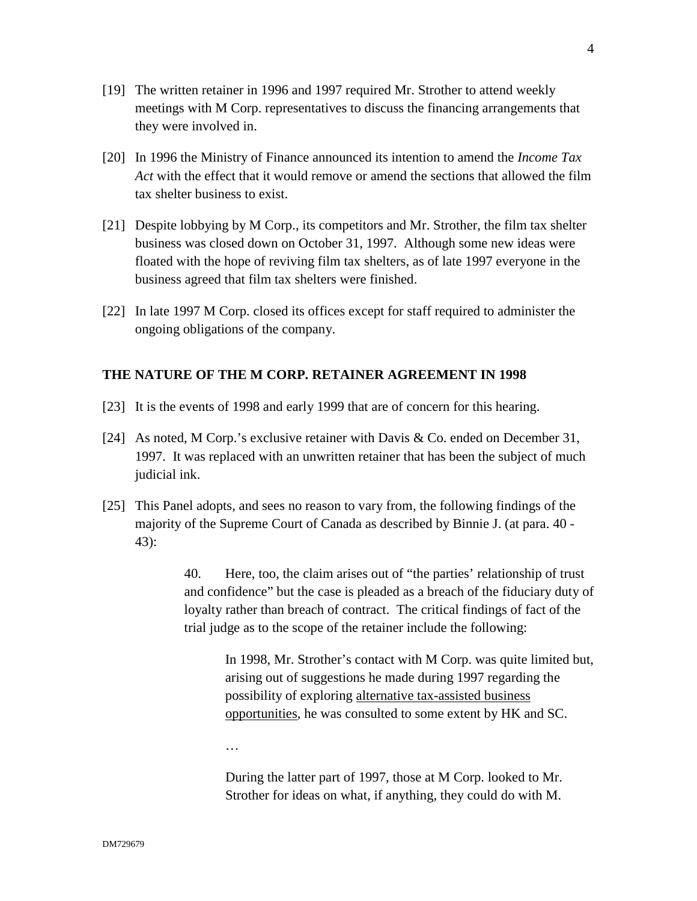[19] The written retainer in 1996 and 1997 required Mr. Strother to attend weekly meetings with M Corp. representatives to discuss the financing arrangements that they were involved in.

[20] In 1996 the Ministry of Finance announced its intention to amend the *Income Tax Act* with the effect that it would remove or amend the sections that allowed the film tax shelter business to exist.

[21] Despite lobbying by M Corp., its competitors and Mr. Strother, the film tax shelter business was closed down on October 31, 1997. Although some new ideas were floated with the hope of reviving film tax shelters, as of late 1997 everyone in the business agreed that film tax shelters were finished.

[22] In late 1997 M Corp. closed its offices except for staff required to administer the ongoing obligations of the company.

## THE NATURE OF THE M CORP. RETAINER AGREEMENT IN 1998

[23] It is the events of 1998 and early 1999 that are of concern for this hearing.

[24] As noted, M Corp.'s exclusive retainer with Davis & Co. ended on December 31, 1997. It was replaced with an unwritten retainer that has been the subject of much judicial ink.

[25] This Panel adopts, and sees no reason to vary from, the following findings of the majority of the Supreme Court of Canada as described by Binnie J. (at para. 40 - 43):

> 40. Here, too, the claim arises out of "the parties' relationship of trust and confidence" but the case is pleaded as a breach of the fiduciary duty of loyalty rather than breach of contract. The critical findings of fact of the trial judge as to the scope of the retainer include the following:
>
> > In 1998, Mr. Strother's contact with M Corp. was quite limited but, arising out of suggestions he made during 1997 regarding the possibility of exploring <u>alternative tax-assisted business opportunities</u>, he was consulted to some extent by HK and SC.
> >
> > …
> >
> > During the latter part of 1997, those at M Corp. looked to Mr. Strother for ideas on what, if anything, they could do with M.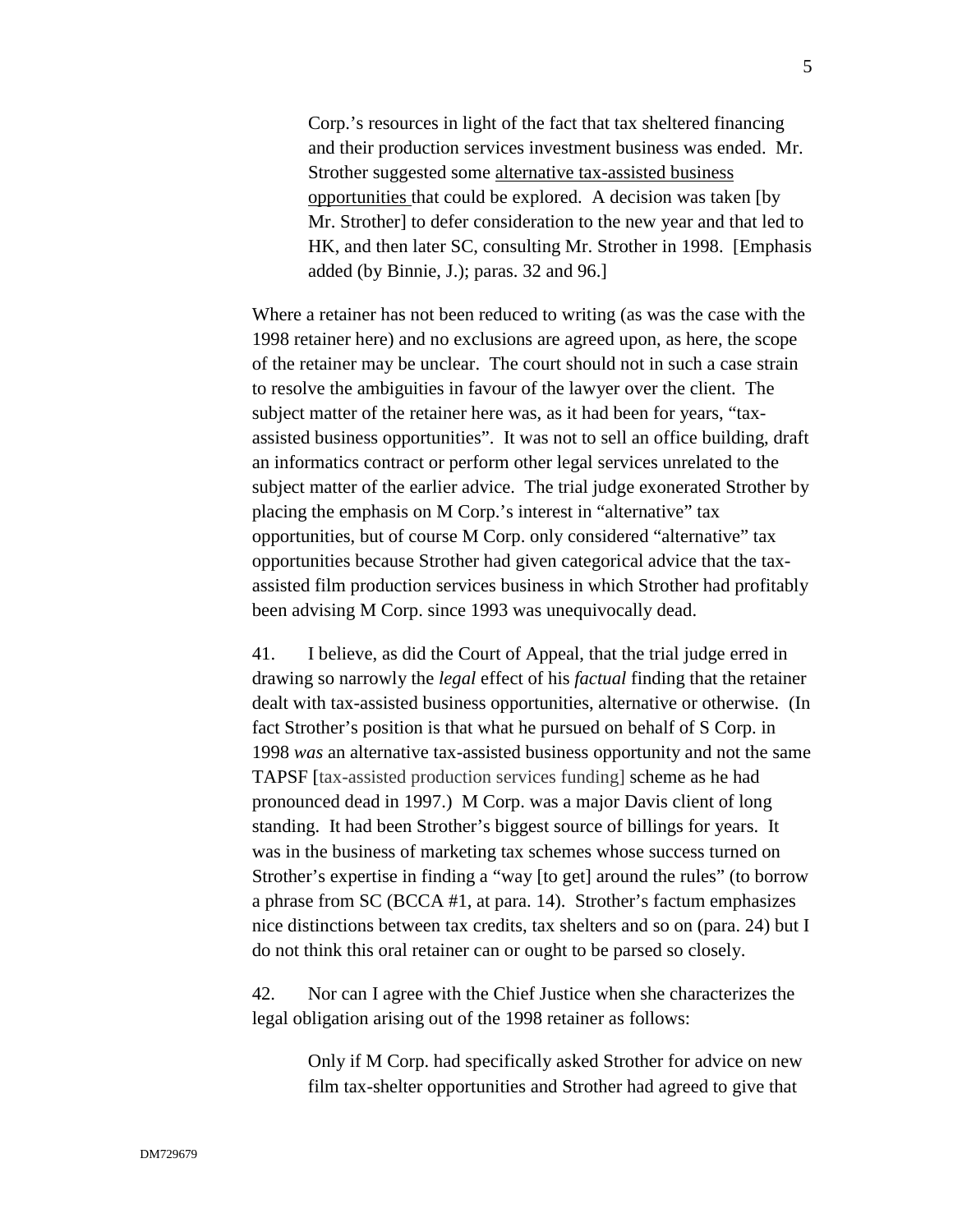> Corp.'s resources in light of the fact that tax sheltered financing and their production services investment business was ended. Mr. Strother suggested some alternative tax-assisted business opportunities that could be explored. A decision was taken [by Mr. Strother] to defer consideration to the new year and that led to HK, and then later SC, consulting Mr. Strother in 1998. [Emphasis added (by Binnie, J.); paras. 32 and 96.]

Where a retainer has not been reduced to writing (as was the case with the 1998 retainer here) and no exclusions are agreed upon, as here, the scope of the retainer may be unclear. The court should not in such a case strain to resolve the ambiguities in favour of the lawyer over the client. The subject matter of the retainer here was, as it had been for years, "tax-assisted business opportunities". It was not to sell an office building, draft an informatics contract or perform other legal services unrelated to the subject matter of the earlier advice. The trial judge exonerated Strother by placing the emphasis on M Corp.'s interest in "alternative" tax opportunities, but of course M Corp. only considered "alternative" tax opportunities because Strother had given categorical advice that the tax-assisted film production services business in which Strother had profitably been advising M Corp. since 1993 was unequivocally dead.

41. I believe, as did the Court of Appeal, that the trial judge erred in drawing so narrowly the *legal* effect of his *factual* finding that the retainer dealt with tax-assisted business opportunities, alternative or otherwise. (In fact Strother's position is that what he pursued on behalf of S Corp. in 1998 *was* an alternative tax-assisted business opportunity and not the same TAPSF [tax-assisted production services funding] scheme as he had pronounced dead in 1997.) M Corp. was a major Davis client of long standing. It had been Strother's biggest source of billings for years. It was in the business of marketing tax schemes whose success turned on Strother's expertise in finding a "way [to get] around the rules" (to borrow a phrase from SC (BCCA #1, at para. 14). Strother's factum emphasizes nice distinctions between tax credits, tax shelters and so on (para. 24) but I do not think this oral retainer can or ought to be parsed so closely.

42. Nor can I agree with the Chief Justice when she characterizes the legal obligation arising out of the 1998 retainer as follows:

> Only if M Corp. had specifically asked Strother for advice on new film tax-shelter opportunities and Strother had agreed to give that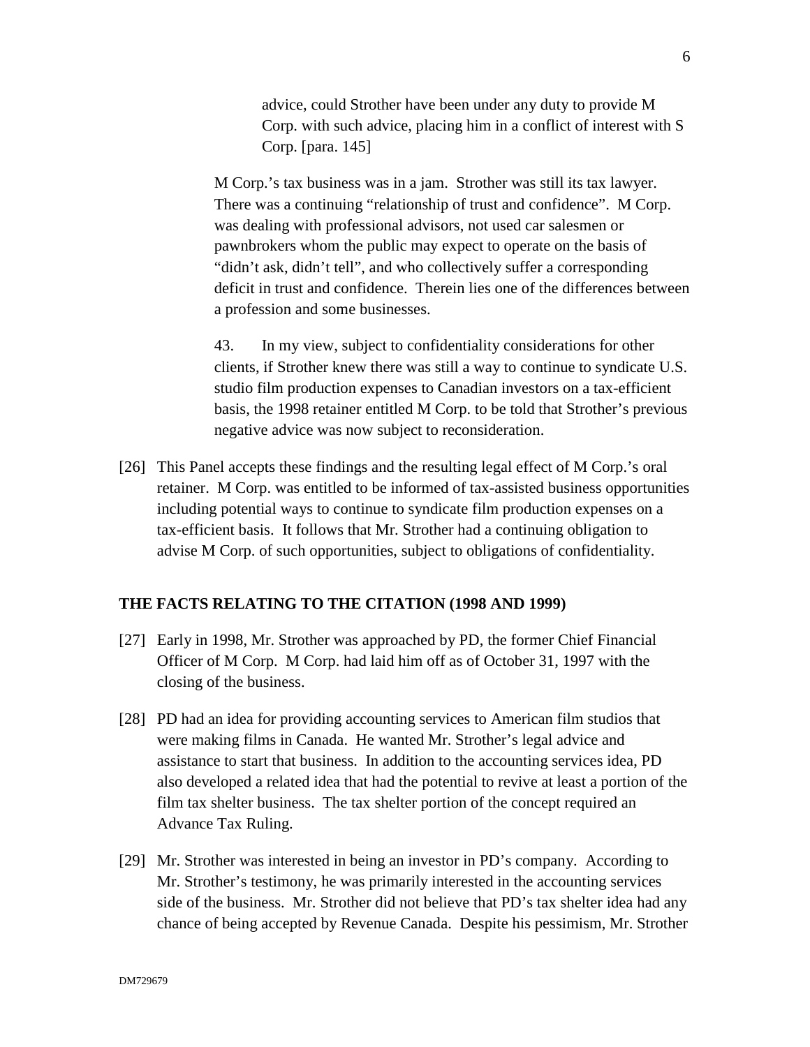> advice, could Strother have been under any duty to provide M Corp. with such advice, placing him in a conflict of interest with S Corp. [para. 145]

> M Corp.'s tax business was in a jam. Strother was still its tax lawyer. There was a continuing "relationship of trust and confidence". M Corp. was dealing with professional advisors, not used car salesmen or pawnbrokers whom the public may expect to operate on the basis of "didn't ask, didn't tell", and who collectively suffer a corresponding deficit in trust and confidence. Therein lies one of the differences between a profession and some businesses.

> 43. In my view, subject to confidentiality considerations for other clients, if Strother knew there was still a way to continue to syndicate U.S. studio film production expenses to Canadian investors on a tax-efficient basis, the 1998 retainer entitled M Corp. to be told that Strother's previous negative advice was now subject to reconsideration.

[26] This Panel accepts these findings and the resulting legal effect of M Corp.'s oral retainer. M Corp. was entitled to be informed of tax-assisted business opportunities including potential ways to continue to syndicate film production expenses on a tax-efficient basis. It follows that Mr. Strother had a continuing obligation to advise M Corp. of such opportunities, subject to obligations of confidentiality.

## THE FACTS RELATING TO THE CITATION (1998 AND 1999)

[27] Early in 1998, Mr. Strother was approached by PD, the former Chief Financial Officer of M Corp. M Corp. had laid him off as of October 31, 1997 with the closing of the business.

[28] PD had an idea for providing accounting services to American film studios that were making films in Canada. He wanted Mr. Strother's legal advice and assistance to start that business. In addition to the accounting services idea, PD also developed a related idea that had the potential to revive at least a portion of the film tax shelter business. The tax shelter portion of the concept required an Advance Tax Ruling.

[29] Mr. Strother was interested in being an investor in PD's company. According to Mr. Strother's testimony, he was primarily interested in the accounting services side of the business. Mr. Strother did not believe that PD's tax shelter idea had any chance of being accepted by Revenue Canada. Despite his pessimism, Mr. Strother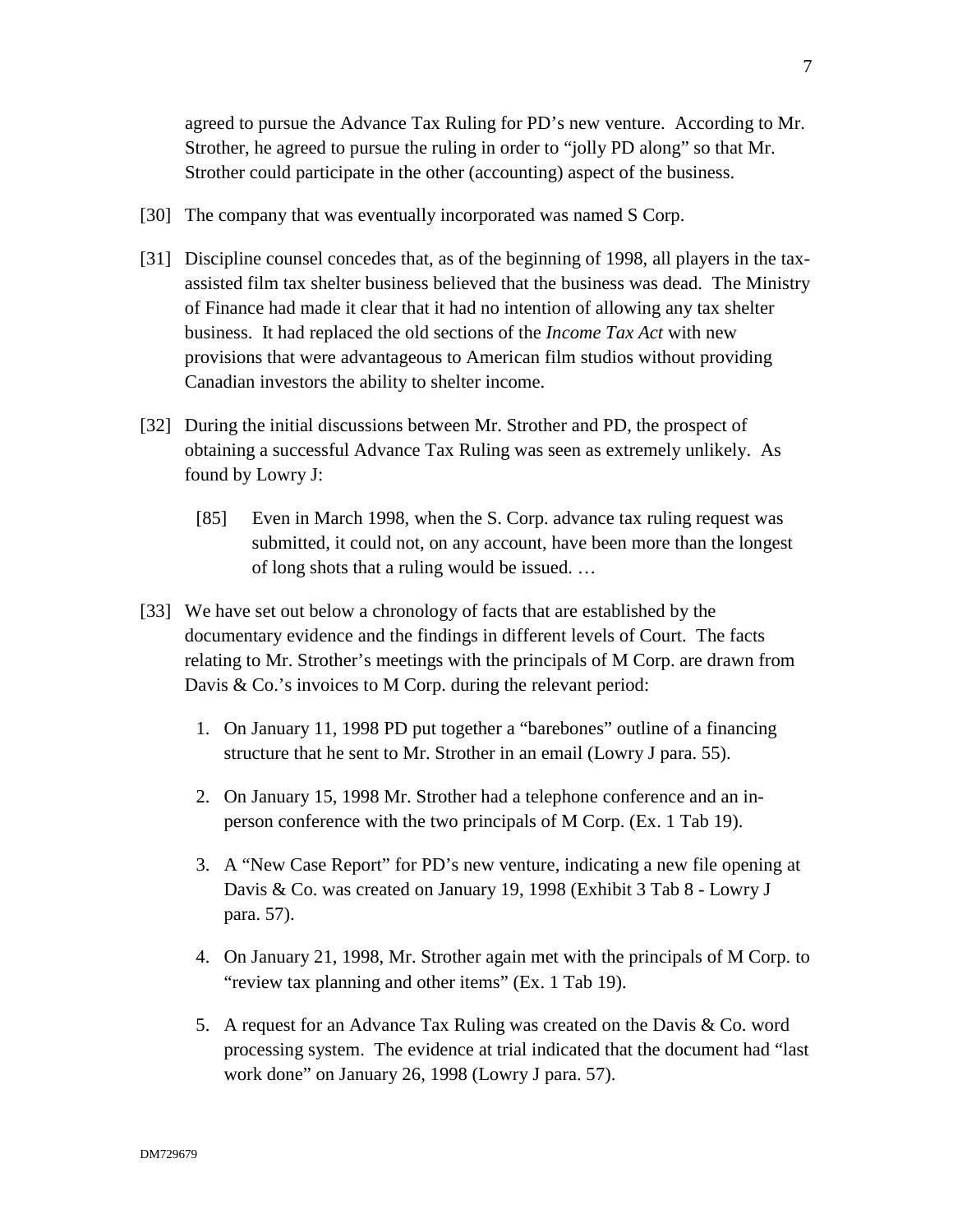agreed to pursue the Advance Tax Ruling for PD's new venture. According to Mr. Strother, he agreed to pursue the ruling in order to "jolly PD along" so that Mr. Strother could participate in the other (accounting) aspect of the business.

[30] The company that was eventually incorporated was named S Corp.

[31] Discipline counsel concedes that, as of the beginning of 1998, all players in the tax-assisted film tax shelter business believed that the business was dead. The Ministry of Finance had made it clear that it had no intention of allowing any tax shelter business. It had replaced the old sections of the *Income Tax Act* with new provisions that were advantageous to American film studios without providing Canadian investors the ability to shelter income.

[32] During the initial discussions between Mr. Strother and PD, the prospect of obtaining a successful Advance Tax Ruling was seen as extremely unlikely. As found by Lowry J:

> [85] Even in March 1998, when the S. Corp. advance tax ruling request was submitted, it could not, on any account, have been more than the longest of long shots that a ruling would be issued. …

[33] We have set out below a chronology of facts that are established by the documentary evidence and the findings in different levels of Court. The facts relating to Mr. Strother's meetings with the principals of M Corp. are drawn from Davis & Co.'s invoices to M Corp. during the relevant period:

1. On January 11, 1998 PD put together a "barebones" outline of a financing structure that he sent to Mr. Strother in an email (Lowry J para. 55).

2. On January 15, 1998 Mr. Strother had a telephone conference and an in-person conference with the two principals of M Corp. (Ex. 1 Tab 19).

3. A "New Case Report" for PD's new venture, indicating a new file opening at Davis & Co. was created on January 19, 1998 (Exhibit 3 Tab 8 - Lowry J para. 57).

4. On January 21, 1998, Mr. Strother again met with the principals of M Corp. to "review tax planning and other items" (Ex. 1 Tab 19).

5. A request for an Advance Tax Ruling was created on the Davis & Co. word processing system. The evidence at trial indicated that the document had "last work done" on January 26, 1998 (Lowry J para. 57).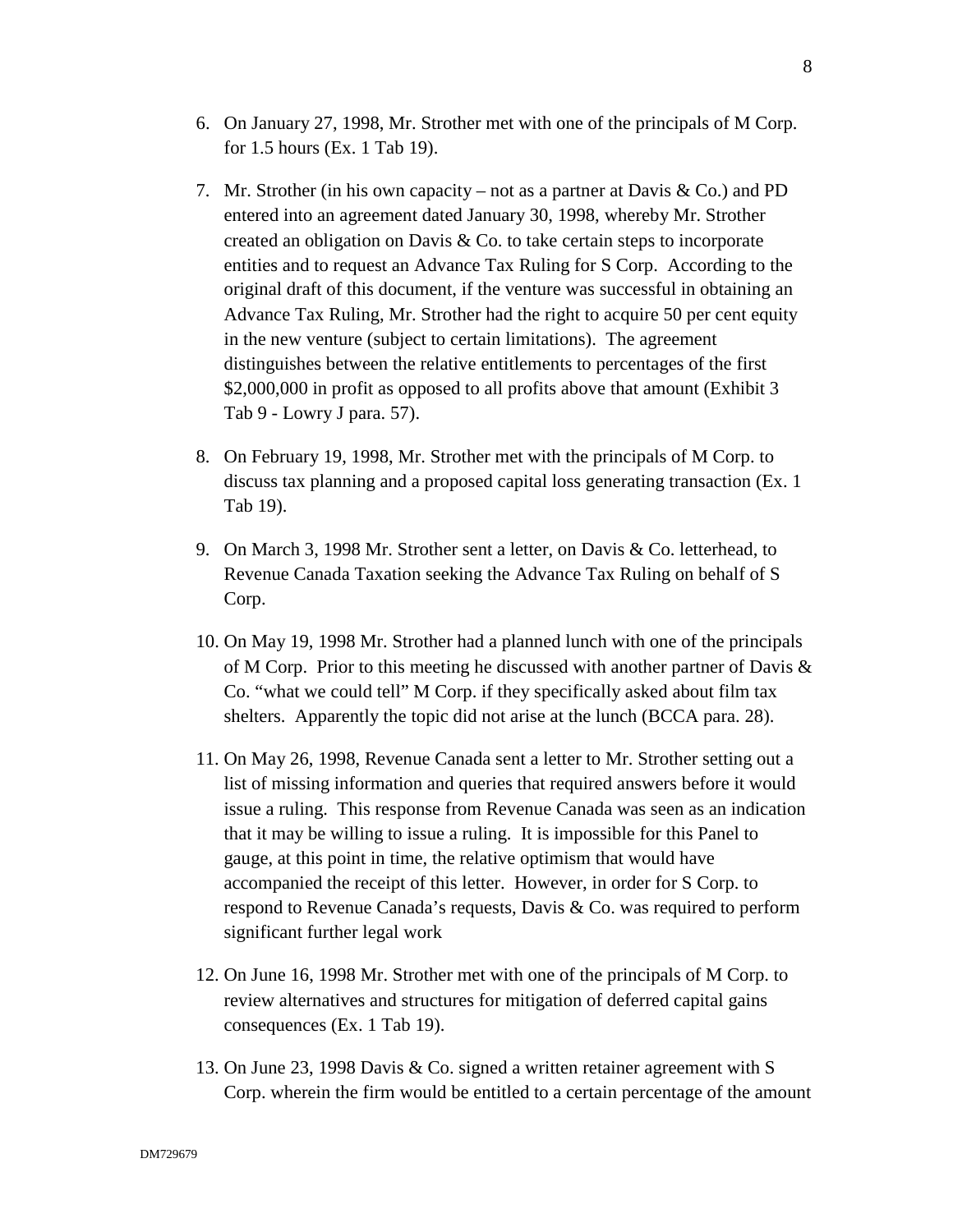6. On January 27, 1998, Mr. Strother met with one of the principals of M Corp. for 1.5 hours (Ex. 1 Tab 19).

7. Mr. Strother (in his own capacity – not as a partner at Davis & Co.) and PD entered into an agreement dated January 30, 1998, whereby Mr. Strother created an obligation on Davis & Co. to take certain steps to incorporate entities and to request an Advance Tax Ruling for S Corp. According to the original draft of this document, if the venture was successful in obtaining an Advance Tax Ruling, Mr. Strother had the right to acquire 50 per cent equity in the new venture (subject to certain limitations). The agreement distinguishes between the relative entitlements to percentages of the first $2,000,000 in profit as opposed to all profits above that amount (Exhibit 3 Tab 9 - Lowry J para. 57).

8. On February 19, 1998, Mr. Strother met with the principals of M Corp. to discuss tax planning and a proposed capital loss generating transaction (Ex. 1 Tab 19).

9. On March 3, 1998 Mr. Strother sent a letter, on Davis & Co. letterhead, to Revenue Canada Taxation seeking the Advance Tax Ruling on behalf of S Corp.

10. On May 19, 1998 Mr. Strother had a planned lunch with one of the principals of M Corp. Prior to this meeting he discussed with another partner of Davis & Co. "what we could tell" M Corp. if they specifically asked about film tax shelters. Apparently the topic did not arise at the lunch (BCCA para. 28).

11. On May 26, 1998, Revenue Canada sent a letter to Mr. Strother setting out a list of missing information and queries that required answers before it would issue a ruling. This response from Revenue Canada was seen as an indication that it may be willing to issue a ruling. It is impossible for this Panel to gauge, at this point in time, the relative optimism that would have accompanied the receipt of this letter. However, in order for S Corp. to respond to Revenue Canada's requests, Davis & Co. was required to perform significant further legal work

12. On June 16, 1998 Mr. Strother met with one of the principals of M Corp. to review alternatives and structures for mitigation of deferred capital gains consequences (Ex. 1 Tab 19).

13. On June 23, 1998 Davis & Co. signed a written retainer agreement with S Corp. wherein the firm would be entitled to a certain percentage of the amount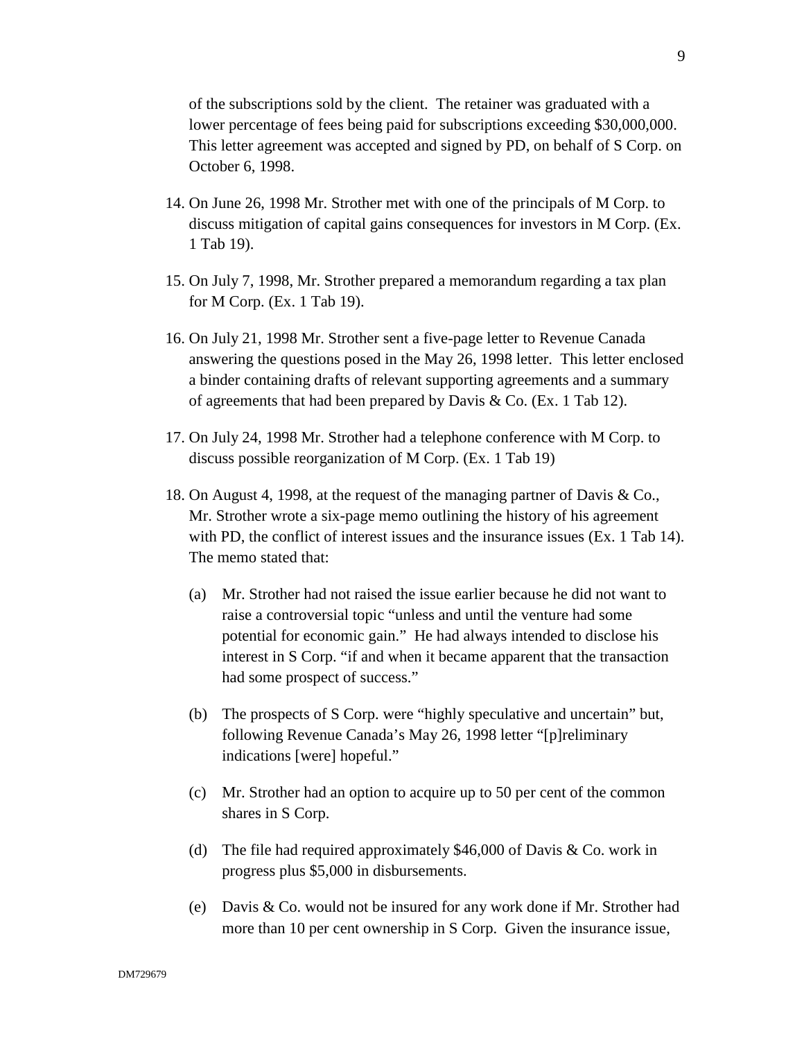of the subscriptions sold by the client. The retainer was graduated with a lower percentage of fees being paid for subscriptions exceeding $30,000,000. This letter agreement was accepted and signed by PD, on behalf of S Corp. on October 6, 1998.

14. On June 26, 1998 Mr. Strother met with one of the principals of M Corp. to discuss mitigation of capital gains consequences for investors in M Corp. (Ex. 1 Tab 19).

15. On July 7, 1998, Mr. Strother prepared a memorandum regarding a tax plan for M Corp. (Ex. 1 Tab 19).

16. On July 21, 1998 Mr. Strother sent a five-page letter to Revenue Canada answering the questions posed in the May 26, 1998 letter. This letter enclosed a binder containing drafts of relevant supporting agreements and a summary of agreements that had been prepared by Davis & Co. (Ex. 1 Tab 12).

17. On July 24, 1998 Mr. Strother had a telephone conference with M Corp. to discuss possible reorganization of M Corp. (Ex. 1 Tab 19)

18. On August 4, 1998, at the request of the managing partner of Davis & Co., Mr. Strother wrote a six-page memo outlining the history of his agreement with PD, the conflict of interest issues and the insurance issues (Ex. 1 Tab 14). The memo stated that:

    (a) Mr. Strother had not raised the issue earlier because he did not want to raise a controversial topic "unless and until the venture had some potential for economic gain." He had always intended to disclose his interest in S Corp. "if and when it became apparent that the transaction had some prospect of success."

    (b) The prospects of S Corp. were "highly speculative and uncertain" but, following Revenue Canada's May 26, 1998 letter "[p]reliminary indications [were] hopeful."

    (c) Mr. Strother had an option to acquire up to 50 per cent of the common shares in S Corp.

    (d) The file had required approximately $46,000 of Davis & Co. work in progress plus $5,000 in disbursements.

    (e) Davis & Co. would not be insured for any work done if Mr. Strother had more than 10 per cent ownership in S Corp. Given the insurance issue,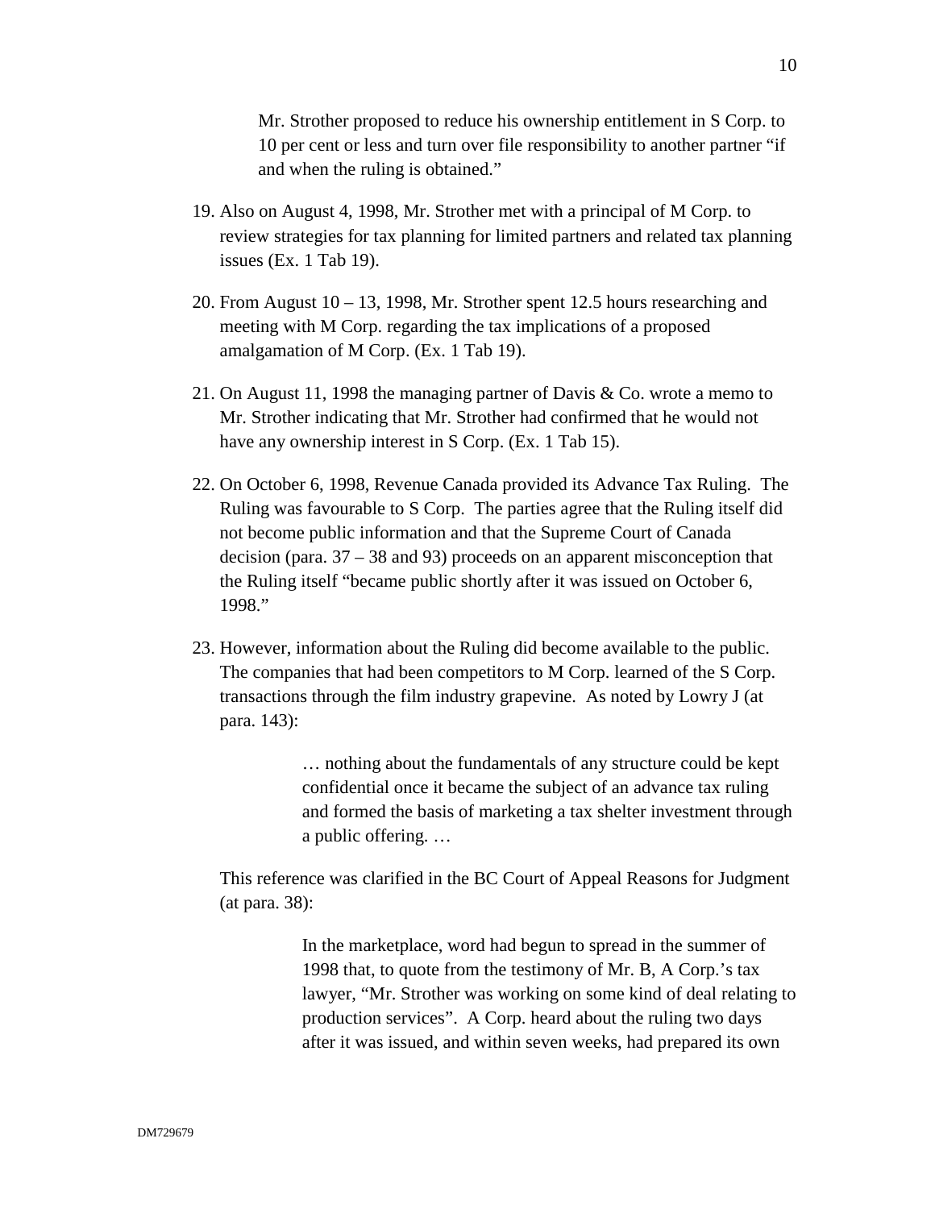> Mr. Strother proposed to reduce his ownership entitlement in S Corp. to 10 per cent or less and turn over file responsibility to another partner "if and when the ruling is obtained."

19. Also on August 4, 1998, Mr. Strother met with a principal of M Corp. to review strategies for tax planning for limited partners and related tax planning issues (Ex. 1 Tab 19).

20. From August 10 – 13, 1998, Mr. Strother spent 12.5 hours researching and meeting with M Corp. regarding the tax implications of a proposed amalgamation of M Corp. (Ex. 1 Tab 19).

21. On August 11, 1998 the managing partner of Davis & Co. wrote a memo to Mr. Strother indicating that Mr. Strother had confirmed that he would not have any ownership interest in S Corp. (Ex. 1 Tab 15).

22. On October 6, 1998, Revenue Canada provided its Advance Tax Ruling. The Ruling was favourable to S Corp. The parties agree that the Ruling itself did not become public information and that the Supreme Court of Canada decision (para. 37 – 38 and 93) proceeds on an apparent misconception that the Ruling itself "became public shortly after it was issued on October 6, 1998."

23. However, information about the Ruling did become available to the public. The companies that had been competitors to M Corp. learned of the S Corp. transactions through the film industry grapevine. As noted by Lowry J (at para. 143):

    > … nothing about the fundamentals of any structure could be kept confidential once it became the subject of an advance tax ruling and formed the basis of marketing a tax shelter investment through a public offering. …

    This reference was clarified in the BC Court of Appeal Reasons for Judgment (at para. 38):

    > In the marketplace, word had begun to spread in the summer of 1998 that, to quote from the testimony of Mr. B, A Corp.'s tax lawyer, "Mr. Strother was working on some kind of deal relating to production services". A Corp. heard about the ruling two days after it was issued, and within seven weeks, had prepared its own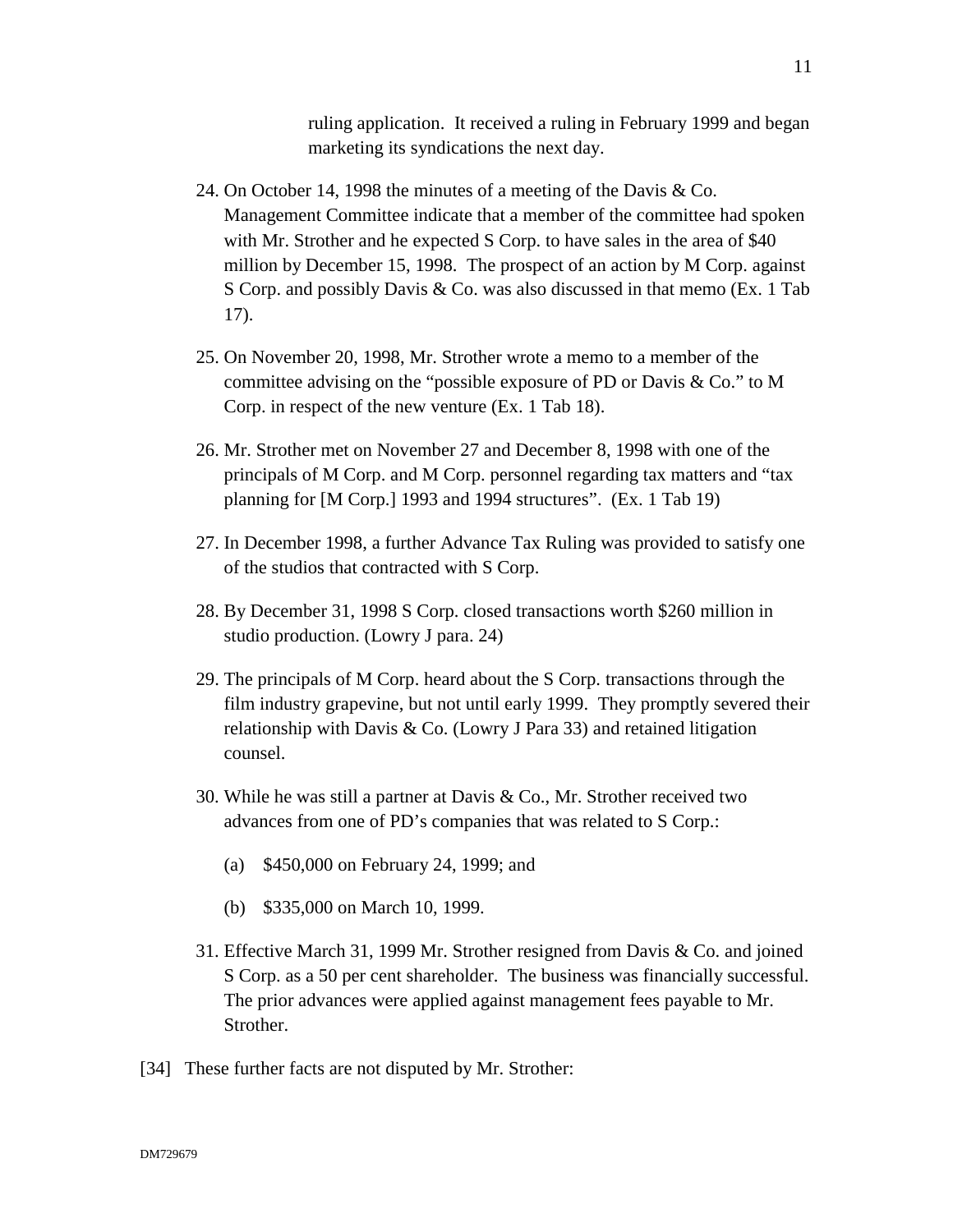ruling application. It received a ruling in February 1999 and began marketing its syndications the next day.

24. On October 14, 1998 the minutes of a meeting of the Davis & Co. Management Committee indicate that a member of the committee had spoken with Mr. Strother and he expected S Corp. to have sales in the area of $40 million by December 15, 1998. The prospect of an action by M Corp. against S Corp. and possibly Davis & Co. was also discussed in that memo (Ex. 1 Tab 17).

25. On November 20, 1998, Mr. Strother wrote a memo to a member of the committee advising on the "possible exposure of PD or Davis & Co." to M Corp. in respect of the new venture (Ex. 1 Tab 18).

26. Mr. Strother met on November 27 and December 8, 1998 with one of the principals of M Corp. and M Corp. personnel regarding tax matters and "tax planning for [M Corp.] 1993 and 1994 structures". (Ex. 1 Tab 19)

27. In December 1998, a further Advance Tax Ruling was provided to satisfy one of the studios that contracted with S Corp.

28. By December 31, 1998 S Corp. closed transactions worth $260 million in studio production. (Lowry J para. 24)

29. The principals of M Corp. heard about the S Corp. transactions through the film industry grapevine, but not until early 1999. They promptly severed their relationship with Davis & Co. (Lowry J Para 33) and retained litigation counsel.

30. While he was still a partner at Davis & Co., Mr. Strother received two advances from one of PD's companies that was related to S Corp.:

    (a) $450,000 on February 24, 1999; and

    (b) $335,000 on March 10, 1999.

31. Effective March 31, 1999 Mr. Strother resigned from Davis & Co. and joined S Corp. as a 50 per cent shareholder. The business was financially successful. The prior advances were applied against management fees payable to Mr. Strother.

[34] These further facts are not disputed by Mr. Strother: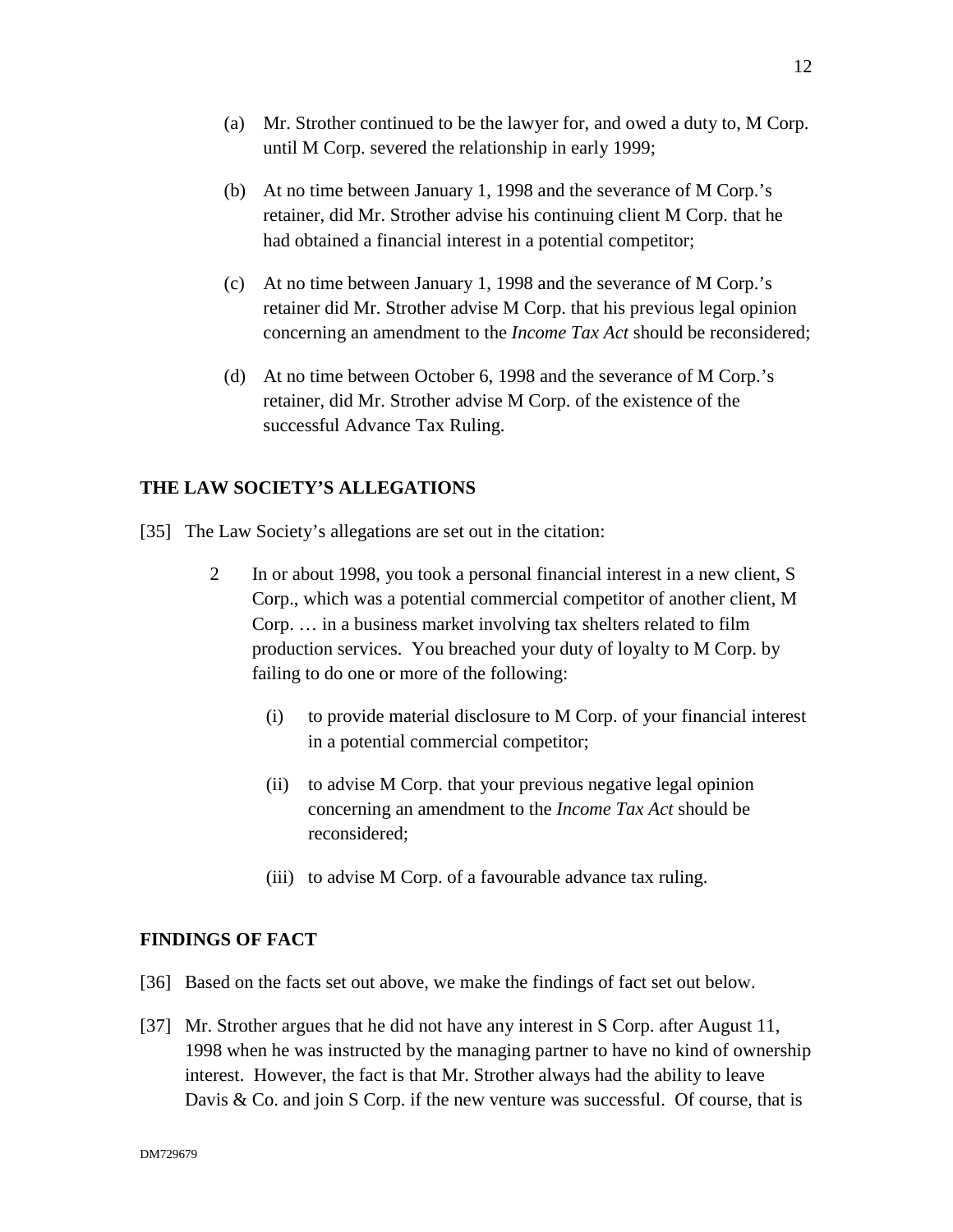(a) Mr. Strother continued to be the lawyer for, and owed a duty to, M Corp. until M Corp. severed the relationship in early 1999;

(b) At no time between January 1, 1998 and the severance of M Corp.'s retainer, did Mr. Strother advise his continuing client M Corp. that he had obtained a financial interest in a potential competitor;

(c) At no time between January 1, 1998 and the severance of M Corp.'s retainer did Mr. Strother advise M Corp. that his previous legal opinion concerning an amendment to the *Income Tax Act* should be reconsidered;

(d) At no time between October 6, 1998 and the severance of M Corp.'s retainer, did Mr. Strother advise M Corp. of the existence of the successful Advance Tax Ruling.

## THE LAW SOCIETY'S ALLEGATIONS

[35] The Law Society's allegations are set out in the citation:

> 2 In or about 1998, you took a personal financial interest in a new client, S Corp., which was a potential commercial competitor of another client, M Corp. … in a business market involving tax shelters related to film production services. You breached your duty of loyalty to M Corp. by failing to do one or more of the following:
>
> (i) to provide material disclosure to M Corp. of your financial interest in a potential commercial competitor;
>
> (ii) to advise M Corp. that your previous negative legal opinion concerning an amendment to the *Income Tax Act* should be reconsidered;
>
> (iii) to advise M Corp. of a favourable advance tax ruling.

## FINDINGS OF FACT

[36] Based on the facts set out above, we make the findings of fact set out below.

[37] Mr. Strother argues that he did not have any interest in S Corp. after August 11, 1998 when he was instructed by the managing partner to have no kind of ownership interest. However, the fact is that Mr. Strother always had the ability to leave Davis & Co. and join S Corp. if the new venture was successful. Of course, that is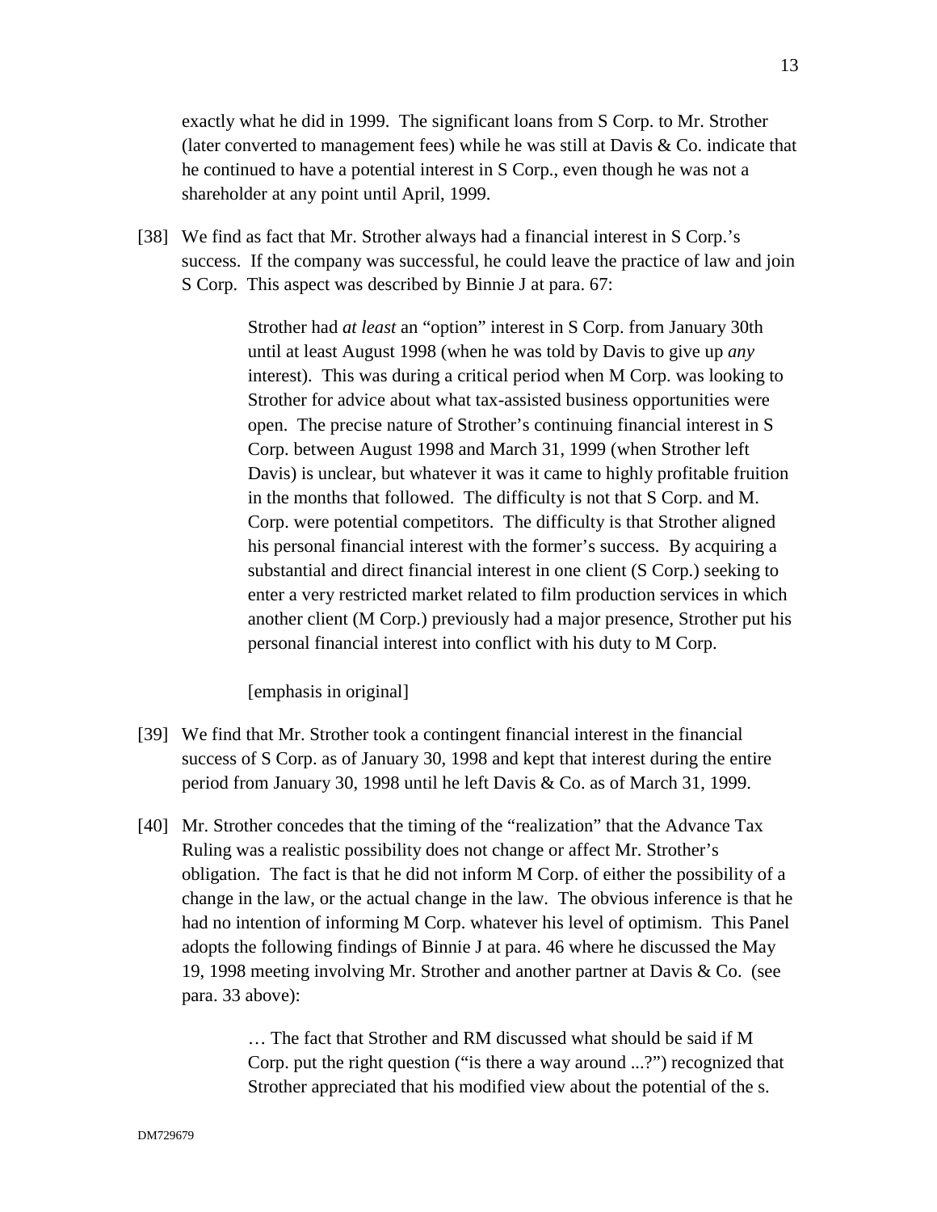exactly what he did in 1999. The significant loans from S Corp. to Mr. Strother (later converted to management fees) while he was still at Davis & Co. indicate that he continued to have a potential interest in S Corp., even though he was not a shareholder at any point until April, 1999.

[38] We find as fact that Mr. Strother always had a financial interest in S Corp.'s success. If the company was successful, he could leave the practice of law and join S Corp. This aspect was described by Binnie J at para. 67:

> Strother had *at least* an "option" interest in S Corp. from January 30th until at least August 1998 (when he was told by Davis to give up *any* interest). This was during a critical period when M Corp. was looking to Strother for advice about what tax-assisted business opportunities were open. The precise nature of Strother's continuing financial interest in S Corp. between August 1998 and March 31, 1999 (when Strother left Davis) is unclear, but whatever it was it came to highly profitable fruition in the months that followed. The difficulty is not that S Corp. and M. Corp. were potential competitors. The difficulty is that Strother aligned his personal financial interest with the former's success. By acquiring a substantial and direct financial interest in one client (S Corp.) seeking to enter a very restricted market related to film production services in which another client (M Corp.) previously had a major presence, Strother put his personal financial interest into conflict with his duty to M Corp.
>
> [emphasis in original]

[39] We find that Mr. Strother took a contingent financial interest in the financial success of S Corp. as of January 30, 1998 and kept that interest during the entire period from January 30, 1998 until he left Davis & Co. as of March 31, 1999.

[40] Mr. Strother concedes that the timing of the "realization" that the Advance Tax Ruling was a realistic possibility does not change or affect Mr. Strother's obligation. The fact is that he did not inform M Corp. of either the possibility of a change in the law, or the actual change in the law. The obvious inference is that he had no intention of informing M Corp. whatever his level of optimism. This Panel adopts the following findings of Binnie J at para. 46 where he discussed the May 19, 1998 meeting involving Mr. Strother and another partner at Davis & Co. (see para. 33 above):

> … The fact that Strother and RM discussed what should be said if M Corp. put the right question ("is there a way around ...?") recognized that Strother appreciated that his modified view about the potential of the s.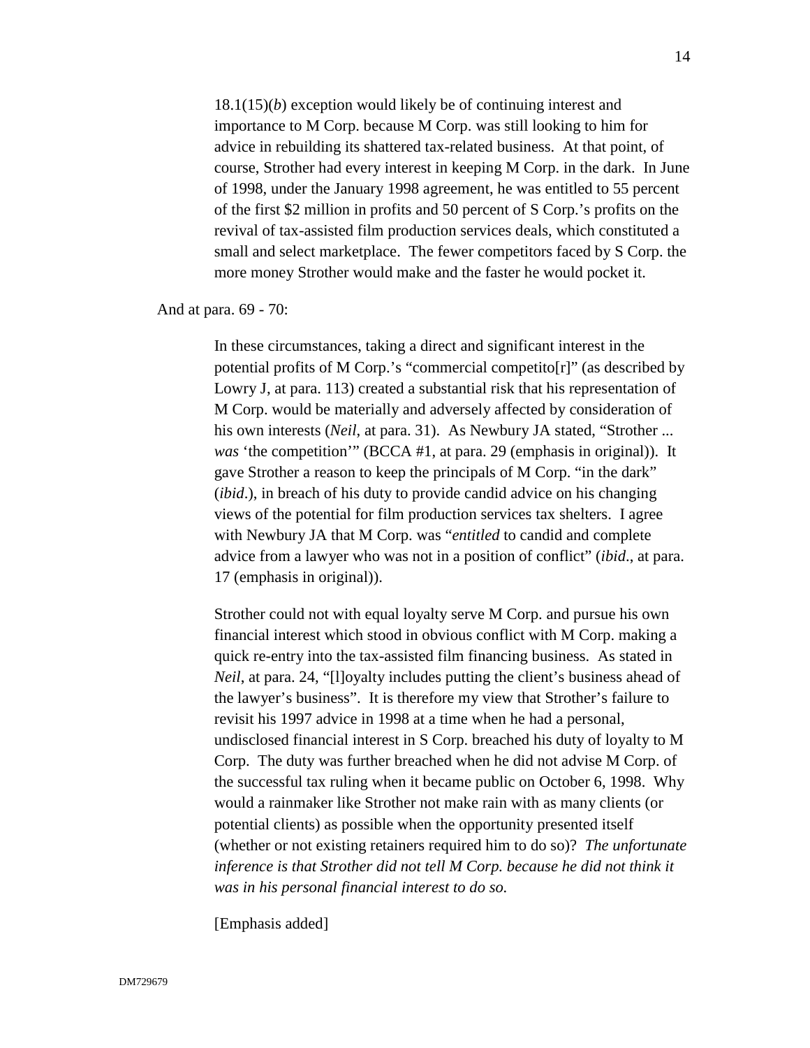> 18.1(15)(*b*) exception would likely be of continuing interest and importance to M Corp. because M Corp. was still looking to him for advice in rebuilding its shattered tax-related business. At that point, of course, Strother had every interest in keeping M Corp. in the dark. In June of 1998, under the January 1998 agreement, he was entitled to 55 percent of the first $2 million in profits and 50 percent of S Corp.'s profits on the revival of tax-assisted film production services deals, which constituted a small and select marketplace. The fewer competitors faced by S Corp. the more money Strother would make and the faster he would pocket it.

And at para. 69 - 70:

> In these circumstances, taking a direct and significant interest in the potential profits of M Corp.'s "commercial competito[r]" (as described by Lowry J, at para. 113) created a substantial risk that his representation of M Corp. would be materially and adversely affected by consideration of his own interests (*Neil*, at para. 31). As Newbury JA stated, "Strother ... *was* 'the competition'" (BCCA #1, at para. 29 (emphasis in original)). It gave Strother a reason to keep the principals of M Corp. "in the dark" (*ibid*.), in breach of his duty to provide candid advice on his changing views of the potential for film production services tax shelters. I agree with Newbury JA that M Corp. was "*entitled* to candid and complete advice from a lawyer who was not in a position of conflict" (*ibid*., at para. 17 (emphasis in original)).
>
> Strother could not with equal loyalty serve M Corp. and pursue his own financial interest which stood in obvious conflict with M Corp. making a quick re-entry into the tax-assisted film financing business. As stated in *Neil*, at para. 24, "[l]oyalty includes putting the client's business ahead of the lawyer's business". It is therefore my view that Strother's failure to revisit his 1997 advice in 1998 at a time when he had a personal, undisclosed financial interest in S Corp. breached his duty of loyalty to M Corp. The duty was further breached when he did not advise M Corp. of the successful tax ruling when it became public on October 6, 1998. Why would a rainmaker like Strother not make rain with as many clients (or potential clients) as possible when the opportunity presented itself (whether or not existing retainers required him to do so)? *The unfortunate inference is that Strother did not tell M Corp. because he did not think it was in his personal financial interest to do so.*
>
> [Emphasis added]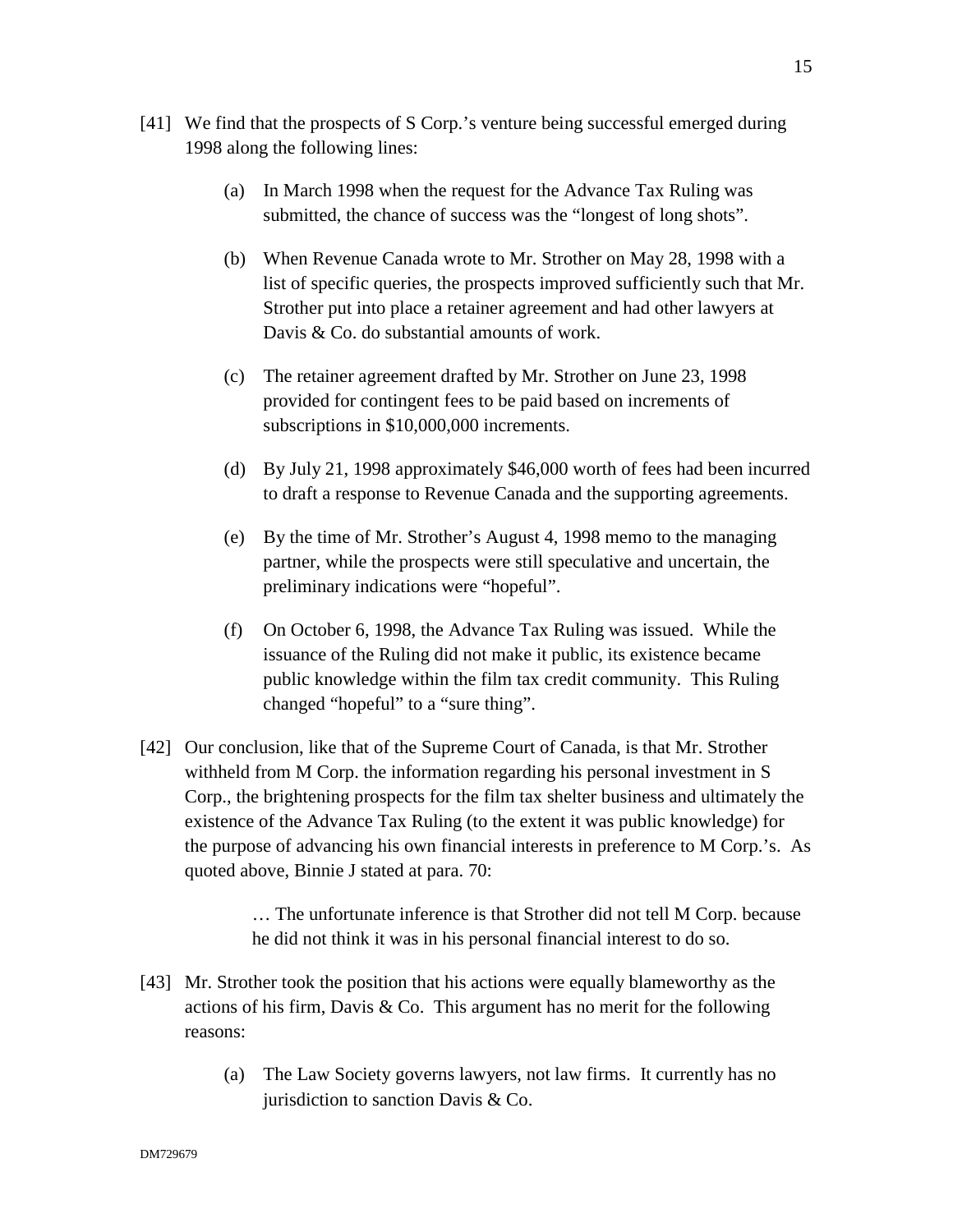[41] We find that the prospects of S Corp.'s venture being successful emerged during 1998 along the following lines:

(a) In March 1998 when the request for the Advance Tax Ruling was submitted, the chance of success was the "longest of long shots".

(b) When Revenue Canada wrote to Mr. Strother on May 28, 1998 with a list of specific queries, the prospects improved sufficiently such that Mr. Strother put into place a retainer agreement and had other lawyers at Davis & Co. do substantial amounts of work.

(c) The retainer agreement drafted by Mr. Strother on June 23, 1998 provided for contingent fees to be paid based on increments of subscriptions in $10,000,000 increments.

(d) By July 21, 1998 approximately $46,000 worth of fees had been incurred to draft a response to Revenue Canada and the supporting agreements.

(e) By the time of Mr. Strother's August 4, 1998 memo to the managing partner, while the prospects were still speculative and uncertain, the preliminary indications were "hopeful".

(f) On October 6, 1998, the Advance Tax Ruling was issued. While the issuance of the Ruling did not make it public, its existence became public knowledge within the film tax credit community. This Ruling changed "hopeful" to a "sure thing".

[42] Our conclusion, like that of the Supreme Court of Canada, is that Mr. Strother withheld from M Corp. the information regarding his personal investment in S Corp., the brightening prospects for the film tax shelter business and ultimately the existence of the Advance Tax Ruling (to the extent it was public knowledge) for the purpose of advancing his own financial interests in preference to M Corp.'s. As quoted above, Binnie J stated at para. 70:

> … The unfortunate inference is that Strother did not tell M Corp. because he did not think it was in his personal financial interest to do so.

[43] Mr. Strother took the position that his actions were equally blameworthy as the actions of his firm, Davis & Co. This argument has no merit for the following reasons:

(a) The Law Society governs lawyers, not law firms. It currently has no jurisdiction to sanction Davis & Co.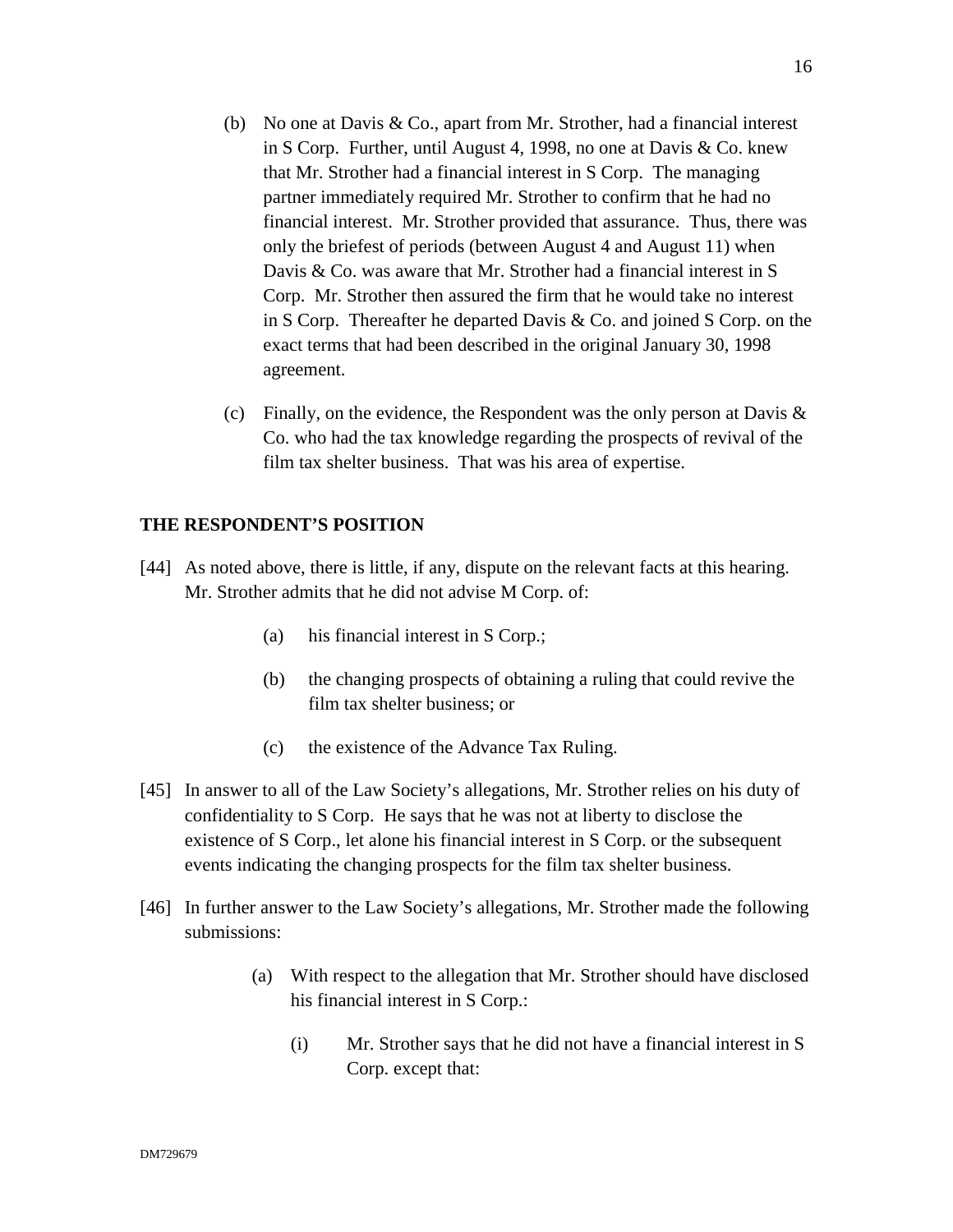(b) No one at Davis & Co., apart from Mr. Strother, had a financial interest in S Corp. Further, until August 4, 1998, no one at Davis & Co. knew that Mr. Strother had a financial interest in S Corp. The managing partner immediately required Mr. Strother to confirm that he had no financial interest. Mr. Strother provided that assurance. Thus, there was only the briefest of periods (between August 4 and August 11) when Davis & Co. was aware that Mr. Strother had a financial interest in S Corp. Mr. Strother then assured the firm that he would take no interest in S Corp. Thereafter he departed Davis & Co. and joined S Corp. on the exact terms that had been described in the original January 30, 1998 agreement.

(c) Finally, on the evidence, the Respondent was the only person at Davis & Co. who had the tax knowledge regarding the prospects of revival of the film tax shelter business. That was his area of expertise.

## THE RESPONDENT'S POSITION

[44] As noted above, there is little, if any, dispute on the relevant facts at this hearing. Mr. Strother admits that he did not advise M Corp. of:

(a) his financial interest in S Corp.;

(b) the changing prospects of obtaining a ruling that could revive the film tax shelter business; or

(c) the existence of the Advance Tax Ruling.

[45] In answer to all of the Law Society's allegations, Mr. Strother relies on his duty of confidentiality to S Corp. He says that he was not at liberty to disclose the existence of S Corp., let alone his financial interest in S Corp. or the subsequent events indicating the changing prospects for the film tax shelter business.

[46] In further answer to the Law Society's allegations, Mr. Strother made the following submissions:

(a) With respect to the allegation that Mr. Strother should have disclosed his financial interest in S Corp.:

(i) Mr. Strother says that he did not have a financial interest in S Corp. except that: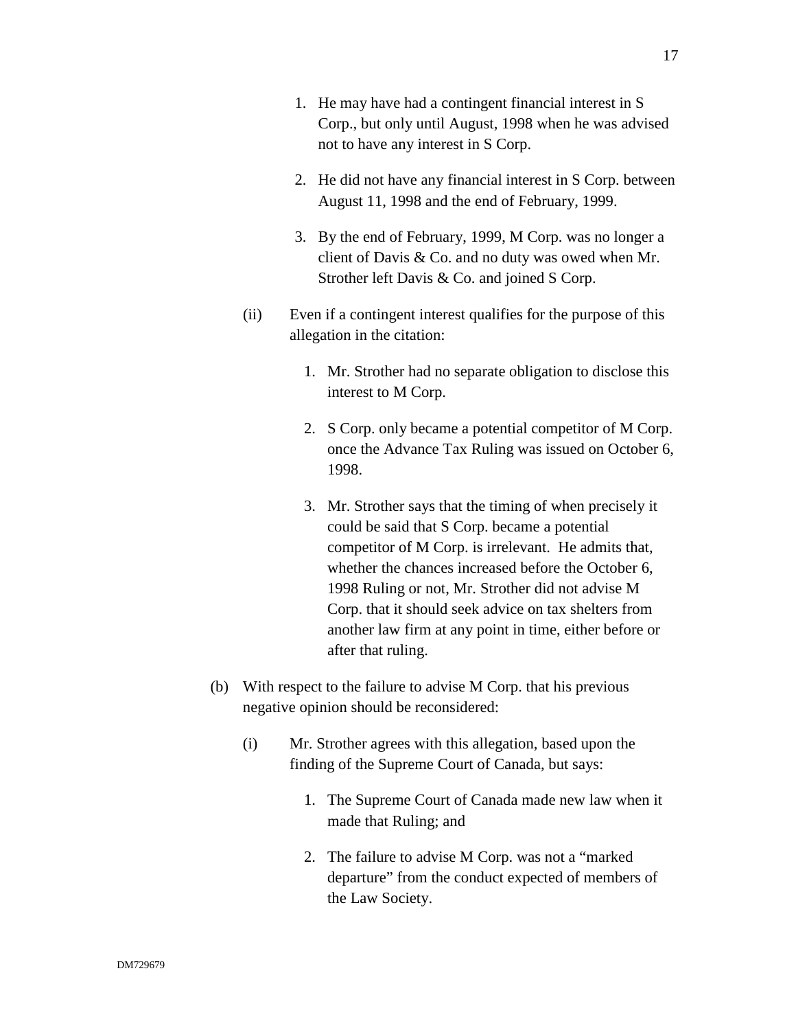1. He may have had a contingent financial interest in S Corp., but only until August, 1998 when he was advised not to have any interest in S Corp.

2. He did not have any financial interest in S Corp. between August 11, 1998 and the end of February, 1999.

3. By the end of February, 1999, M Corp. was no longer a client of Davis & Co. and no duty was owed when Mr. Strother left Davis & Co. and joined S Corp.

(ii) Even if a contingent interest qualifies for the purpose of this allegation in the citation:

1. Mr. Strother had no separate obligation to disclose this interest to M Corp.

2. S Corp. only became a potential competitor of M Corp. once the Advance Tax Ruling was issued on October 6, 1998.

3. Mr. Strother says that the timing of when precisely it could be said that S Corp. became a potential competitor of M Corp. is irrelevant. He admits that, whether the chances increased before the October 6, 1998 Ruling or not, Mr. Strother did not advise M Corp. that it should seek advice on tax shelters from another law firm at any point in time, either before or after that ruling.

(b) With respect to the failure to advise M Corp. that his previous negative opinion should be reconsidered:

(i) Mr. Strother agrees with this allegation, based upon the finding of the Supreme Court of Canada, but says:

1. The Supreme Court of Canada made new law when it made that Ruling; and

2. The failure to advise M Corp. was not a "marked departure" from the conduct expected of members of the Law Society.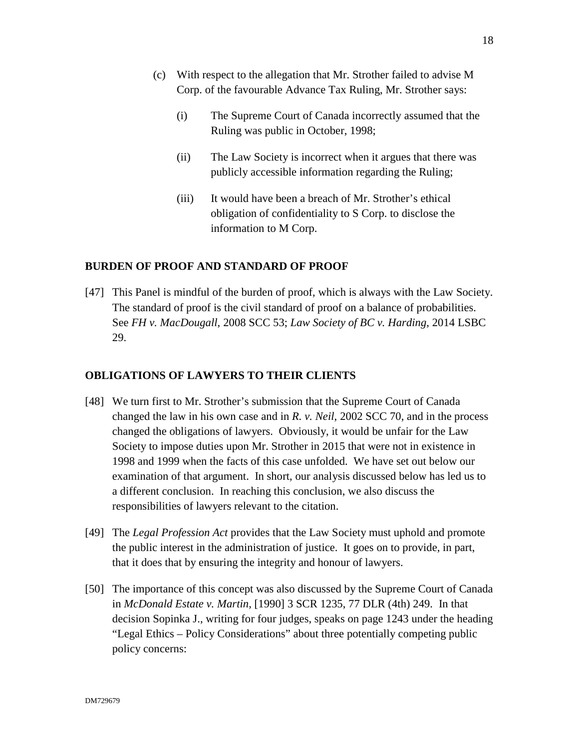(c) With respect to the allegation that Mr. Strother failed to advise M Corp. of the favourable Advance Tax Ruling, Mr. Strother says:

  (i) The Supreme Court of Canada incorrectly assumed that the Ruling was public in October, 1998;

  (ii) The Law Society is incorrect when it argues that there was publicly accessible information regarding the Ruling;

  (iii) It would have been a breach of Mr. Strother's ethical obligation of confidentiality to S Corp. to disclose the information to M Corp.

## BURDEN OF PROOF AND STANDARD OF PROOF

[47] This Panel is mindful of the burden of proof, which is always with the Law Society. The standard of proof is the civil standard of proof on a balance of probabilities. See *FH v. MacDougall*, 2008 SCC 53; *Law Society of BC v. Harding*, 2014 LSBC 29.

## OBLIGATIONS OF LAWYERS TO THEIR CLIENTS

[48] We turn first to Mr. Strother's submission that the Supreme Court of Canada changed the law in his own case and in *R. v. Neil*, 2002 SCC 70, and in the process changed the obligations of lawyers. Obviously, it would be unfair for the Law Society to impose duties upon Mr. Strother in 2015 that were not in existence in 1998 and 1999 when the facts of this case unfolded. We have set out below our examination of that argument. In short, our analysis discussed below has led us to a different conclusion. In reaching this conclusion, we also discuss the responsibilities of lawyers relevant to the citation.

[49] The *Legal Profession Act* provides that the Law Society must uphold and promote the public interest in the administration of justice. It goes on to provide, in part, that it does that by ensuring the integrity and honour of lawyers.

[50] The importance of this concept was also discussed by the Supreme Court of Canada in *McDonald Estate v. Martin*, [1990] 3 SCR 1235, 77 DLR (4th) 249. In that decision Sopinka J., writing for four judges, speaks on page 1243 under the heading "Legal Ethics – Policy Considerations" about three potentially competing public policy concerns: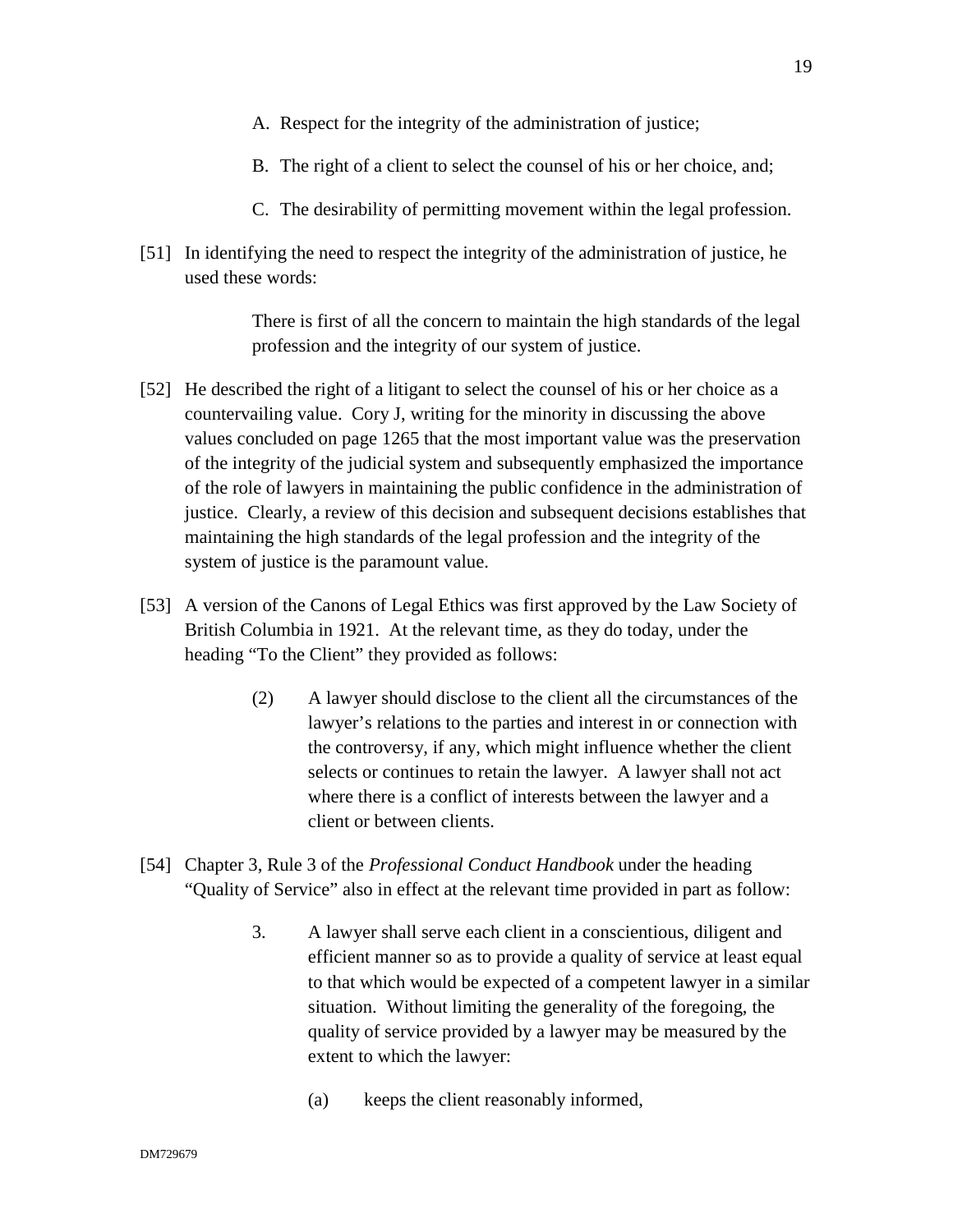A. Respect for the integrity of the administration of justice;

B. The right of a client to select the counsel of his or her choice, and;

C. The desirability of permitting movement within the legal profession.

[51] In identifying the need to respect the integrity of the administration of justice, he used these words:

> There is first of all the concern to maintain the high standards of the legal profession and the integrity of our system of justice.

[52] He described the right of a litigant to select the counsel of his or her choice as a countervailing value. Cory J, writing for the minority in discussing the above values concluded on page 1265 that the most important value was the preservation of the integrity of the judicial system and subsequently emphasized the importance of the role of lawyers in maintaining the public confidence in the administration of justice. Clearly, a review of this decision and subsequent decisions establishes that maintaining the high standards of the legal profession and the integrity of the system of justice is the paramount value.

[53] A version of the Canons of Legal Ethics was first approved by the Law Society of British Columbia in 1921. At the relevant time, as they do today, under the heading "To the Client" they provided as follows:

> (2) A lawyer should disclose to the client all the circumstances of the lawyer's relations to the parties and interest in or connection with the controversy, if any, which might influence whether the client selects or continues to retain the lawyer. A lawyer shall not act where there is a conflict of interests between the lawyer and a client or between clients.

[54] Chapter 3, Rule 3 of the *Professional Conduct Handbook* under the heading "Quality of Service" also in effect at the relevant time provided in part as follow:

> 3. A lawyer shall serve each client in a conscientious, diligent and efficient manner so as to provide a quality of service at least equal to that which would be expected of a competent lawyer in a similar situation. Without limiting the generality of the foregoing, the quality of service provided by a lawyer may be measured by the extent to which the lawyer:
>
> (a) keeps the client reasonably informed,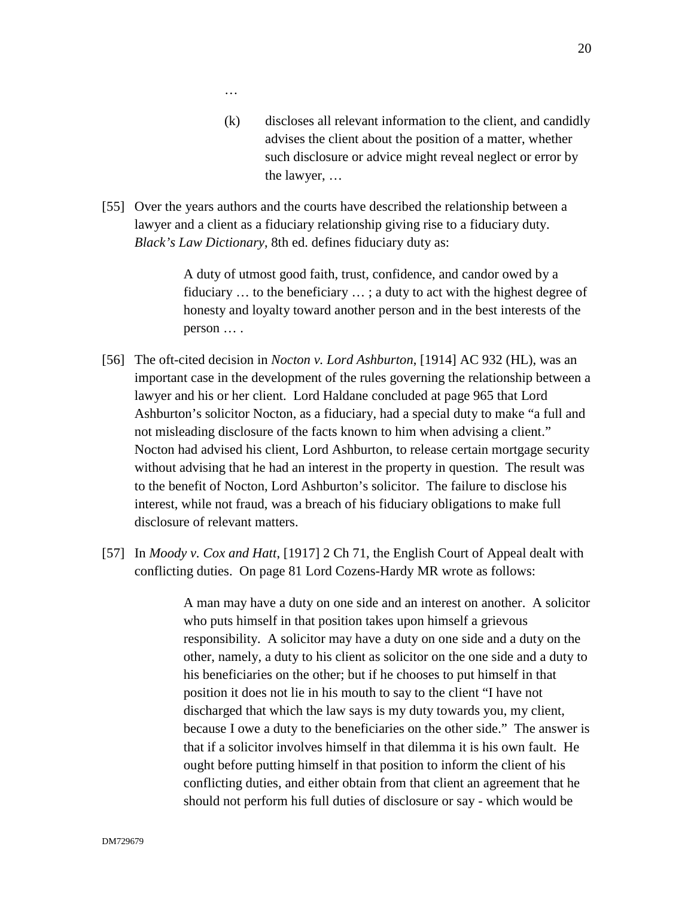…

> (k) discloses all relevant information to the client, and candidly advises the client about the position of a matter, whether such disclosure or advice might reveal neglect or error by the lawyer, …

[55] Over the years authors and the courts have described the relationship between a lawyer and a client as a fiduciary relationship giving rise to a fiduciary duty. *Black's Law Dictionary*, 8th ed. defines fiduciary duty as:

> A duty of utmost good faith, trust, confidence, and candor owed by a fiduciary … to the beneficiary … ; a duty to act with the highest degree of honesty and loyalty toward another person and in the best interests of the person … .

[56] The oft-cited decision in *Nocton v. Lord Ashburton*, [1914] AC 932 (HL), was an important case in the development of the rules governing the relationship between a lawyer and his or her client. Lord Haldane concluded at page 965 that Lord Ashburton's solicitor Nocton, as a fiduciary, had a special duty to make "a full and not misleading disclosure of the facts known to him when advising a client." Nocton had advised his client, Lord Ashburton, to release certain mortgage security without advising that he had an interest in the property in question. The result was to the benefit of Nocton, Lord Ashburton's solicitor. The failure to disclose his interest, while not fraud, was a breach of his fiduciary obligations to make full disclosure of relevant matters.

[57] In *Moody v. Cox and Hatt*, [1917] 2 Ch 71, the English Court of Appeal dealt with conflicting duties. On page 81 Lord Cozens-Hardy MR wrote as follows:

> A man may have a duty on one side and an interest on another. A solicitor who puts himself in that position takes upon himself a grievous responsibility. A solicitor may have a duty on one side and a duty on the other, namely, a duty to his client as solicitor on the one side and a duty to his beneficiaries on the other; but if he chooses to put himself in that position it does not lie in his mouth to say to the client "I have not discharged that which the law says is my duty towards you, my client, because I owe a duty to the beneficiaries on the other side." The answer is that if a solicitor involves himself in that dilemma it is his own fault. He ought before putting himself in that position to inform the client of his conflicting duties, and either obtain from that client an agreement that he should not perform his full duties of disclosure or say - which would be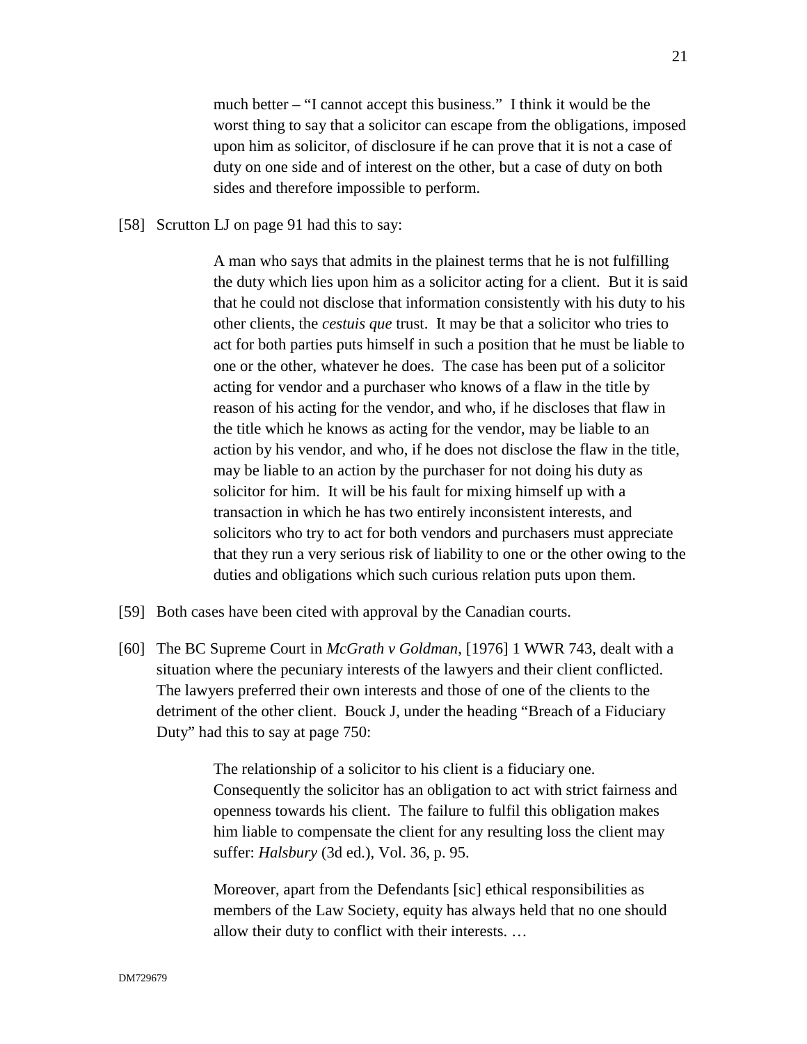> much better – "I cannot accept this business." I think it would be the worst thing to say that a solicitor can escape from the obligations, imposed upon him as solicitor, of disclosure if he can prove that it is not a case of duty on one side and of interest on the other, but a case of duty on both sides and therefore impossible to perform.

[58] Scrutton LJ on page 91 had this to say:

> A man who says that admits in the plainest terms that he is not fulfilling the duty which lies upon him as a solicitor acting for a client. But it is said that he could not disclose that information consistently with his duty to his other clients, the *cestuis que* trust. It may be that a solicitor who tries to act for both parties puts himself in such a position that he must be liable to one or the other, whatever he does. The case has been put of a solicitor acting for vendor and a purchaser who knows of a flaw in the title by reason of his acting for the vendor, and who, if he discloses that flaw in the title which he knows as acting for the vendor, may be liable to an action by his vendor, and who, if he does not disclose the flaw in the title, may be liable to an action by the purchaser for not doing his duty as solicitor for him. It will be his fault for mixing himself up with a transaction in which he has two entirely inconsistent interests, and solicitors who try to act for both vendors and purchasers must appreciate that they run a very serious risk of liability to one or the other owing to the duties and obligations which such curious relation puts upon them.

[59] Both cases have been cited with approval by the Canadian courts.

[60] The BC Supreme Court in *McGrath v Goldman*, [1976] 1 WWR 743, dealt with a situation where the pecuniary interests of the lawyers and their client conflicted. The lawyers preferred their own interests and those of one of the clients to the detriment of the other client. Bouck J, under the heading "Breach of a Fiduciary Duty" had this to say at page 750:

> The relationship of a solicitor to his client is a fiduciary one. Consequently the solicitor has an obligation to act with strict fairness and openness towards his client. The failure to fulfil this obligation makes him liable to compensate the client for any resulting loss the client may suffer: *Halsbury* (3d ed.), Vol. 36, p. 95.
>
> Moreover, apart from the Defendants [sic] ethical responsibilities as members of the Law Society, equity has always held that no one should allow their duty to conflict with their interests. …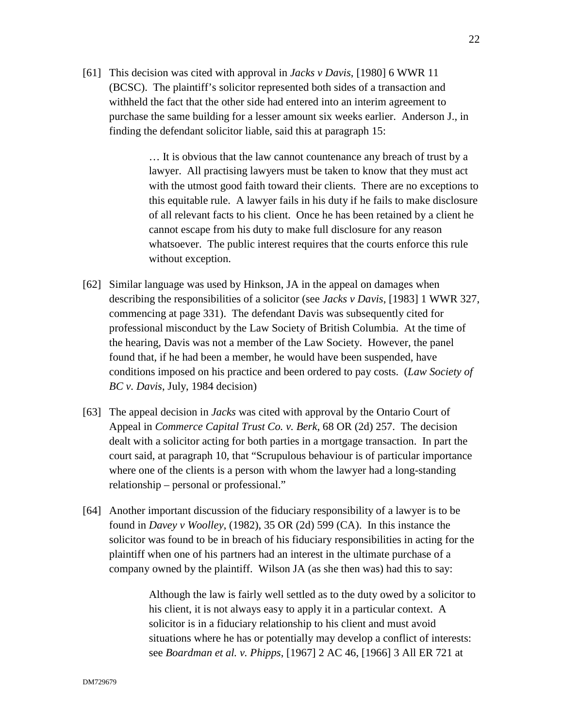[61] This decision was cited with approval in *Jacks v Davis*, [1980] 6 WWR 11 (BCSC). The plaintiff's solicitor represented both sides of a transaction and withheld the fact that the other side had entered into an interim agreement to purchase the same building for a lesser amount six weeks earlier. Anderson J., in finding the defendant solicitor liable, said this at paragraph 15:

> … It is obvious that the law cannot countenance any breach of trust by a lawyer. All practising lawyers must be taken to know that they must act with the utmost good faith toward their clients. There are no exceptions to this equitable rule. A lawyer fails in his duty if he fails to make disclosure of all relevant facts to his client. Once he has been retained by a client he cannot escape from his duty to make full disclosure for any reason whatsoever. The public interest requires that the courts enforce this rule without exception.

[62] Similar language was used by Hinkson, JA in the appeal on damages when describing the responsibilities of a solicitor (see *Jacks v Davis*, [1983] 1 WWR 327, commencing at page 331). The defendant Davis was subsequently cited for professional misconduct by the Law Society of British Columbia. At the time of the hearing, Davis was not a member of the Law Society. However, the panel found that, if he had been a member, he would have been suspended, have conditions imposed on his practice and been ordered to pay costs. (*Law Society of BC v. Davis*, July, 1984 decision)

[63] The appeal decision in *Jacks* was cited with approval by the Ontario Court of Appeal in *Commerce Capital Trust Co. v. Berk*, 68 OR (2d) 257. The decision dealt with a solicitor acting for both parties in a mortgage transaction. In part the court said, at paragraph 10, that "Scrupulous behaviour is of particular importance where one of the clients is a person with whom the lawyer had a long-standing relationship – personal or professional."

[64] Another important discussion of the fiduciary responsibility of a lawyer is to be found in *Davey v Woolley*, (1982), 35 OR (2d) 599 (CA). In this instance the solicitor was found to be in breach of his fiduciary responsibilities in acting for the plaintiff when one of his partners had an interest in the ultimate purchase of a company owned by the plaintiff. Wilson JA (as she then was) had this to say:

> Although the law is fairly well settled as to the duty owed by a solicitor to his client, it is not always easy to apply it in a particular context. A solicitor is in a fiduciary relationship to his client and must avoid situations where he has or potentially may develop a conflict of interests: see *Boardman et al. v. Phipps*, [1967] 2 AC 46, [1966] 3 All ER 721 at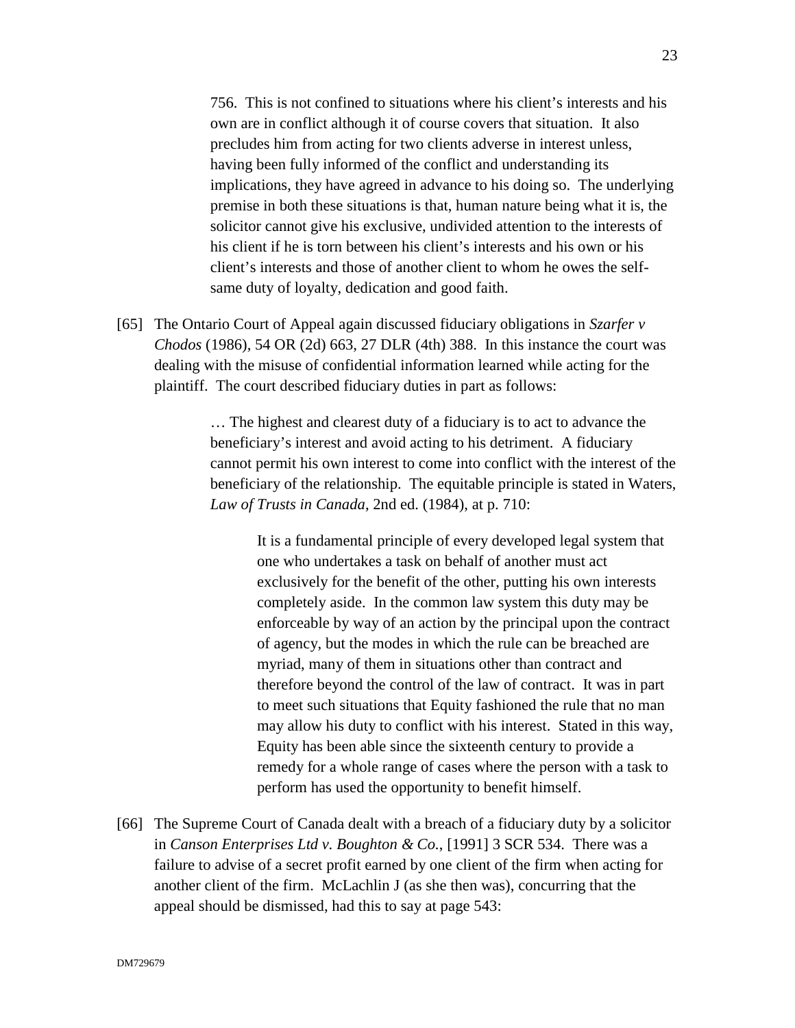> 756. This is not confined to situations where his client's interests and his own are in conflict although it of course covers that situation. It also precludes him from acting for two clients adverse in interest unless, having been fully informed of the conflict and understanding its implications, they have agreed in advance to his doing so. The underlying premise in both these situations is that, human nature being what it is, the solicitor cannot give his exclusive, undivided attention to the interests of his client if he is torn between his client's interests and his own or his client's interests and those of another client to whom he owes the self-same duty of loyalty, dedication and good faith.

[65] The Ontario Court of Appeal again discussed fiduciary obligations in *Szarfer v Chodos* (1986), 54 OR (2d) 663, 27 DLR (4th) 388. In this instance the court was dealing with the misuse of confidential information learned while acting for the plaintiff. The court described fiduciary duties in part as follows:

> … The highest and clearest duty of a fiduciary is to act to advance the beneficiary's interest and avoid acting to his detriment. A fiduciary cannot permit his own interest to come into conflict with the interest of the beneficiary of the relationship. The equitable principle is stated in Waters, *Law of Trusts in Canada*, 2nd ed. (1984), at p. 710:
>
> > It is a fundamental principle of every developed legal system that one who undertakes a task on behalf of another must act exclusively for the benefit of the other, putting his own interests completely aside. In the common law system this duty may be enforceable by way of an action by the principal upon the contract of agency, but the modes in which the rule can be breached are myriad, many of them in situations other than contract and therefore beyond the control of the law of contract. It was in part to meet such situations that Equity fashioned the rule that no man may allow his duty to conflict with his interest. Stated in this way, Equity has been able since the sixteenth century to provide a remedy for a whole range of cases where the person with a task to perform has used the opportunity to benefit himself.

[66] The Supreme Court of Canada dealt with a breach of a fiduciary duty by a solicitor in *Canson Enterprises Ltd v. Boughton & Co.*, [1991] 3 SCR 534. There was a failure to advise of a secret profit earned by one client of the firm when acting for another client of the firm. McLachlin J (as she then was), concurring that the appeal should be dismissed, had this to say at page 543: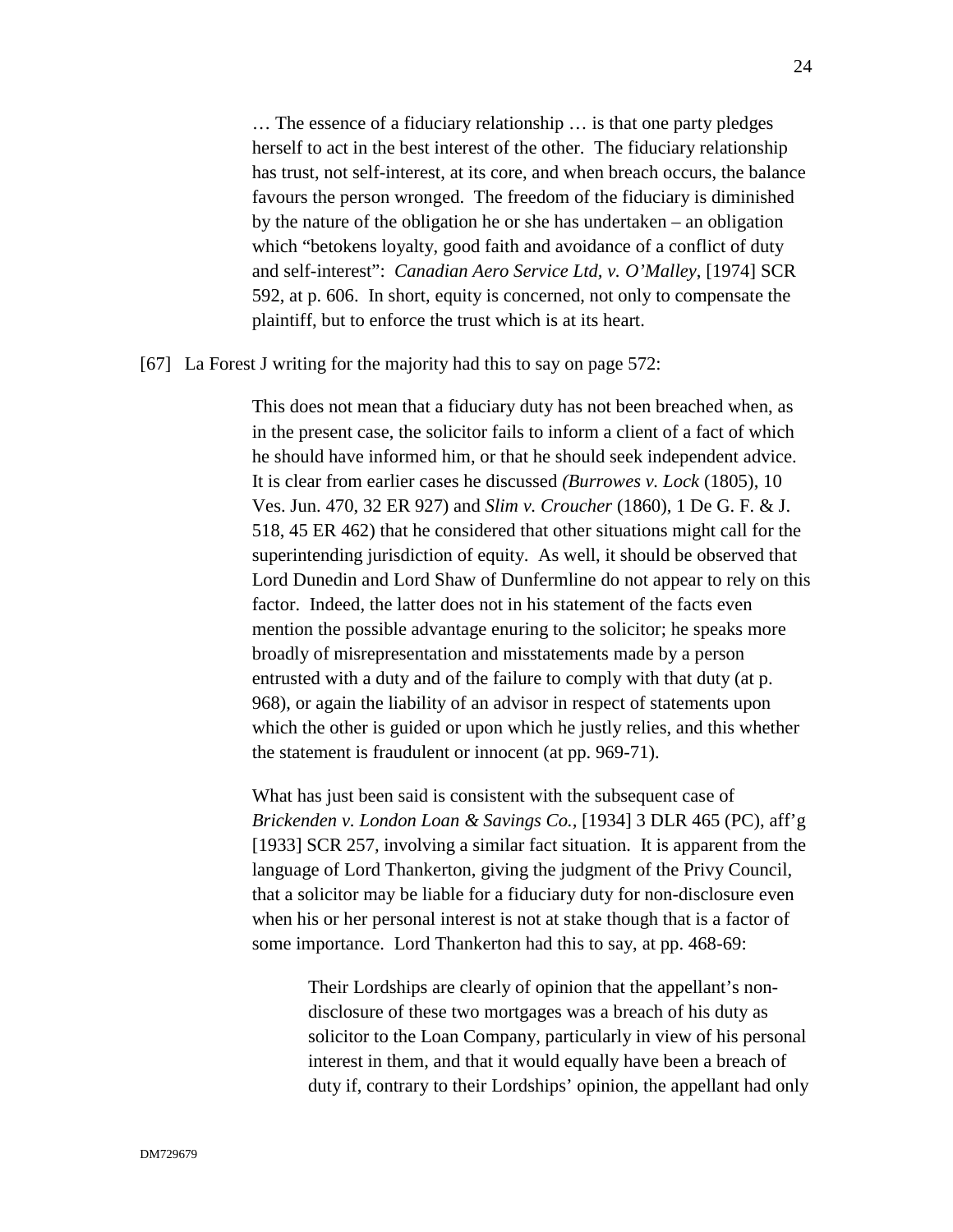> … The essence of a fiduciary relationship … is that one party pledges herself to act in the best interest of the other. The fiduciary relationship has trust, not self-interest, at its core, and when breach occurs, the balance favours the person wronged. The freedom of the fiduciary is diminished by the nature of the obligation he or she has undertaken – an obligation which "betokens loyalty, good faith and avoidance of a conflict of duty and self-interest": *Canadian Aero Service Ltd, v. O'Malley*, [1974] SCR 592, at p. 606. In short, equity is concerned, not only to compensate the plaintiff, but to enforce the trust which is at its heart.

[67] La Forest J writing for the majority had this to say on page 572:

> This does not mean that a fiduciary duty has not been breached when, as in the present case, the solicitor fails to inform a client of a fact of which he should have informed him, or that he should seek independent advice. It is clear from earlier cases he discussed *(Burrowes v. Lock* (1805), 10 Ves. Jun. 470, 32 ER 927) and *Slim v. Croucher* (1860), 1 De G. F. & J. 518, 45 ER 462) that he considered that other situations might call for the superintending jurisdiction of equity. As well, it should be observed that Lord Dunedin and Lord Shaw of Dunfermline do not appear to rely on this factor. Indeed, the latter does not in his statement of the facts even mention the possible advantage enuring to the solicitor; he speaks more broadly of misrepresentation and misstatements made by a person entrusted with a duty and of the failure to comply with that duty (at p. 968), or again the liability of an advisor in respect of statements upon which the other is guided or upon which he justly relies, and this whether the statement is fraudulent or innocent (at pp. 969-71).
>
> What has just been said is consistent with the subsequent case of *Brickenden v. London Loan & Savings Co.*, [1934] 3 DLR 465 (PC), aff'g [1933] SCR 257, involving a similar fact situation. It is apparent from the language of Lord Thankerton, giving the judgment of the Privy Council, that a solicitor may be liable for a fiduciary duty for non-disclosure even when his or her personal interest is not at stake though that is a factor of some importance. Lord Thankerton had this to say, at pp. 468-69:
>
> > Their Lordships are clearly of opinion that the appellant's non-disclosure of these two mortgages was a breach of his duty as solicitor to the Loan Company, particularly in view of his personal interest in them, and that it would equally have been a breach of duty if, contrary to their Lordships' opinion, the appellant had only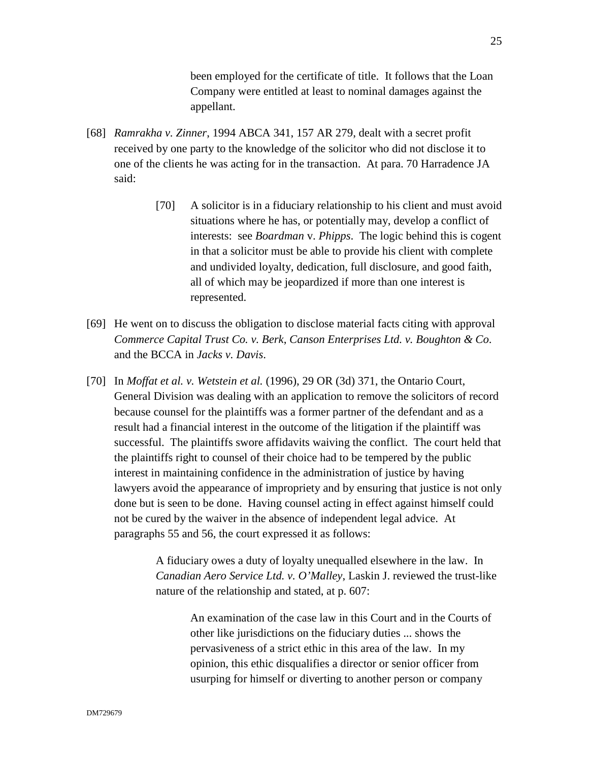> been employed for the certificate of title. It follows that the Loan Company were entitled at least to nominal damages against the appellant.

[68] *Ramrakha v. Zinner*, 1994 ABCA 341, 157 AR 279, dealt with a secret profit received by one party to the knowledge of the solicitor who did not disclose it to one of the clients he was acting for in the transaction. At para. 70 Harradence JA said:

> [70] A solicitor is in a fiduciary relationship to his client and must avoid situations where he has, or potentially may, develop a conflict of interests: see *Boardman* v. *Phipps*. The logic behind this is cogent in that a solicitor must be able to provide his client with complete and undivided loyalty, dedication, full disclosure, and good faith, all of which may be jeopardized if more than one interest is represented.

[69] He went on to discuss the obligation to disclose material facts citing with approval *Commerce Capital Trust Co. v. Berk*, *Canson Enterprises Ltd. v. Boughton & Co*. and the BCCA in *Jacks v. Davis*.

[70] In *Moffat et al. v. Wetstein et al.* (1996), 29 OR (3d) 371, the Ontario Court, General Division was dealing with an application to remove the solicitors of record because counsel for the plaintiffs was a former partner of the defendant and as a result had a financial interest in the outcome of the litigation if the plaintiff was successful. The plaintiffs swore affidavits waiving the conflict. The court held that the plaintiffs right to counsel of their choice had to be tempered by the public interest in maintaining confidence in the administration of justice by having lawyers avoid the appearance of impropriety and by ensuring that justice is not only done but is seen to be done. Having counsel acting in effect against himself could not be cured by the waiver in the absence of independent legal advice. At paragraphs 55 and 56, the court expressed it as follows:

> A fiduciary owes a duty of loyalty unequalled elsewhere in the law. In *Canadian Aero Service Ltd. v. O'Malley*, Laskin J. reviewed the trust-like nature of the relationship and stated, at p. 607:
>
> > An examination of the case law in this Court and in the Courts of other like jurisdictions on the fiduciary duties ... shows the pervasiveness of a strict ethic in this area of the law. In my opinion, this ethic disqualifies a director or senior officer from usurping for himself or diverting to another person or company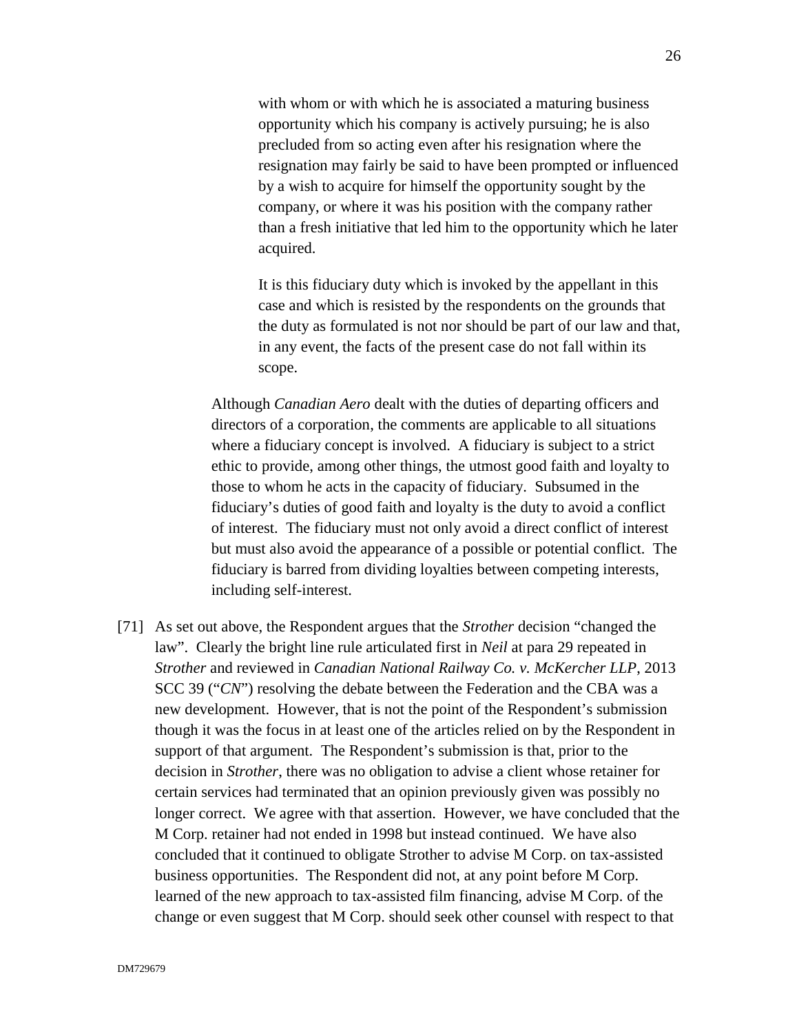> > with whom or with which he is associated a maturing business opportunity which his company is actively pursuing; he is also precluded from so acting even after his resignation where the resignation may fairly be said to have been prompted or influenced by a wish to acquire for himself the opportunity sought by the company, or where it was his position with the company rather than a fresh initiative that led him to the opportunity which he later acquired.
> >
> > It is this fiduciary duty which is invoked by the appellant in this case and which is resisted by the respondents on the grounds that the duty as formulated is not nor should be part of our law and that, in any event, the facts of the present case do not fall within its scope.
>
> Although *Canadian Aero* dealt with the duties of departing officers and directors of a corporation, the comments are applicable to all situations where a fiduciary concept is involved. A fiduciary is subject to a strict ethic to provide, among other things, the utmost good faith and loyalty to those to whom he acts in the capacity of fiduciary. Subsumed in the fiduciary's duties of good faith and loyalty is the duty to avoid a conflict of interest. The fiduciary must not only avoid a direct conflict of interest but must also avoid the appearance of a possible or potential conflict. The fiduciary is barred from dividing loyalties between competing interests, including self-interest.

[71] As set out above, the Respondent argues that the *Strother* decision "changed the law". Clearly the bright line rule articulated first in *Neil* at para 29 repeated in *Strother* and reviewed in *Canadian National Railway Co. v. McKercher LLP*, 2013 SCC 39 ("*CN*") resolving the debate between the Federation and the CBA was a new development. However, that is not the point of the Respondent's submission though it was the focus in at least one of the articles relied on by the Respondent in support of that argument. The Respondent's submission is that, prior to the decision in *Strother*, there was no obligation to advise a client whose retainer for certain services had terminated that an opinion previously given was possibly no longer correct. We agree with that assertion. However, we have concluded that the M Corp. retainer had not ended in 1998 but instead continued. We have also concluded that it continued to obligate Strother to advise M Corp. on tax-assisted business opportunities. The Respondent did not, at any point before M Corp. learned of the new approach to tax-assisted film financing, advise M Corp. of the change or even suggest that M Corp. should seek other counsel with respect to that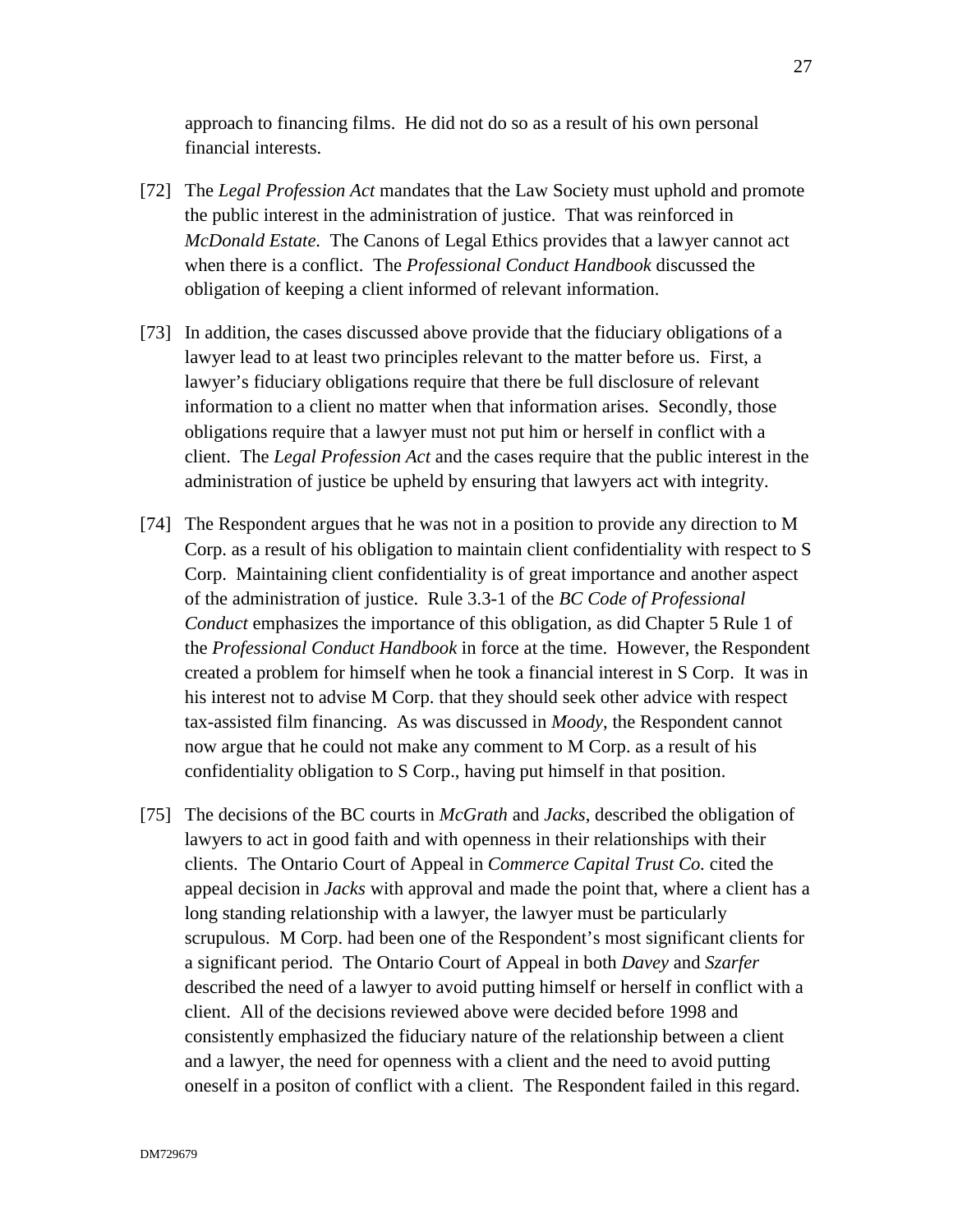approach to financing films. He did not do so as a result of his own personal financial interests.

[72] The *Legal Profession Act* mandates that the Law Society must uphold and promote the public interest in the administration of justice. That was reinforced in *McDonald Estate*. The Canons of Legal Ethics provides that a lawyer cannot act when there is a conflict. The *Professional Conduct Handbook* discussed the obligation of keeping a client informed of relevant information.

[73] In addition, the cases discussed above provide that the fiduciary obligations of a lawyer lead to at least two principles relevant to the matter before us. First, a lawyer's fiduciary obligations require that there be full disclosure of relevant information to a client no matter when that information arises. Secondly, those obligations require that a lawyer must not put him or herself in conflict with a client. The *Legal Profession Act* and the cases require that the public interest in the administration of justice be upheld by ensuring that lawyers act with integrity.

[74] The Respondent argues that he was not in a position to provide any direction to M Corp. as a result of his obligation to maintain client confidentiality with respect to S Corp. Maintaining client confidentiality is of great importance and another aspect of the administration of justice. Rule 3.3-1 of the *BC Code of Professional Conduct* emphasizes the importance of this obligation, as did Chapter 5 Rule 1 of the *Professional Conduct Handbook* in force at the time. However, the Respondent created a problem for himself when he took a financial interest in S Corp. It was in his interest not to advise M Corp. that they should seek other advice with respect tax-assisted film financing. As was discussed in *Moody*, the Respondent cannot now argue that he could not make any comment to M Corp. as a result of his confidentiality obligation to S Corp., having put himself in that position.

[75] The decisions of the BC courts in *McGrath* and *Jacks*, described the obligation of lawyers to act in good faith and with openness in their relationships with their clients. The Ontario Court of Appeal in *Commerce Capital Trust Co.* cited the appeal decision in *Jacks* with approval and made the point that, where a client has a long standing relationship with a lawyer, the lawyer must be particularly scrupulous. M Corp. had been one of the Respondent's most significant clients for a significant period. The Ontario Court of Appeal in both *Davey* and *Szarfer* described the need of a lawyer to avoid putting himself or herself in conflict with a client. All of the decisions reviewed above were decided before 1998 and consistently emphasized the fiduciary nature of the relationship between a client and a lawyer, the need for openness with a client and the need to avoid putting oneself in a positon of conflict with a client. The Respondent failed in this regard.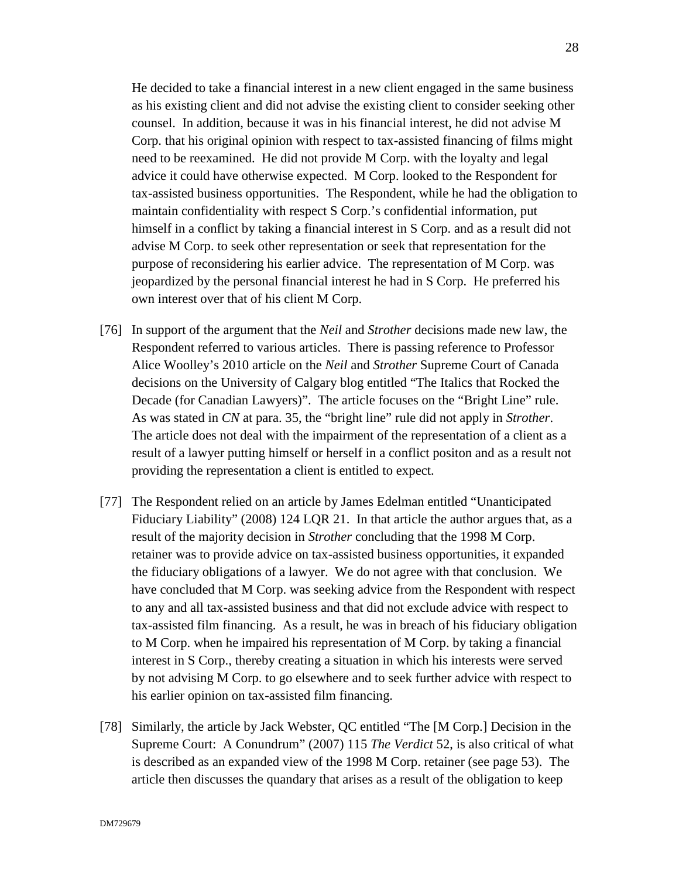He decided to take a financial interest in a new client engaged in the same business as his existing client and did not advise the existing client to consider seeking other counsel. In addition, because it was in his financial interest, he did not advise M Corp. that his original opinion with respect to tax-assisted financing of films might need to be reexamined. He did not provide M Corp. with the loyalty and legal advice it could have otherwise expected. M Corp. looked to the Respondent for tax-assisted business opportunities. The Respondent, while he had the obligation to maintain confidentiality with respect S Corp.'s confidential information, put himself in a conflict by taking a financial interest in S Corp. and as a result did not advise M Corp. to seek other representation or seek that representation for the purpose of reconsidering his earlier advice. The representation of M Corp. was jeopardized by the personal financial interest he had in S Corp. He preferred his own interest over that of his client M Corp.

[76] In support of the argument that the *Neil* and *Strother* decisions made new law, the Respondent referred to various articles. There is passing reference to Professor Alice Woolley's 2010 article on the *Neil* and *Strother* Supreme Court of Canada decisions on the University of Calgary blog entitled "The Italics that Rocked the Decade (for Canadian Lawyers)". The article focuses on the "Bright Line" rule. As was stated in *CN* at para. 35, the "bright line" rule did not apply in *Strother*. The article does not deal with the impairment of the representation of a client as a result of a lawyer putting himself or herself in a conflict positon and as a result not providing the representation a client is entitled to expect.

[77] The Respondent relied on an article by James Edelman entitled "Unanticipated Fiduciary Liability" (2008) 124 LQR 21. In that article the author argues that, as a result of the majority decision in *Strother* concluding that the 1998 M Corp. retainer was to provide advice on tax-assisted business opportunities, it expanded the fiduciary obligations of a lawyer. We do not agree with that conclusion. We have concluded that M Corp. was seeking advice from the Respondent with respect to any and all tax-assisted business and that did not exclude advice with respect to tax-assisted film financing. As a result, he was in breach of his fiduciary obligation to M Corp. when he impaired his representation of M Corp. by taking a financial interest in S Corp., thereby creating a situation in which his interests were served by not advising M Corp. to go elsewhere and to seek further advice with respect to his earlier opinion on tax-assisted film financing.

[78] Similarly, the article by Jack Webster, QC entitled "The [M Corp.] Decision in the Supreme Court: A Conundrum" (2007) 115 *The Verdict* 52, is also critical of what is described as an expanded view of the 1998 M Corp. retainer (see page 53). The article then discusses the quandary that arises as a result of the obligation to keep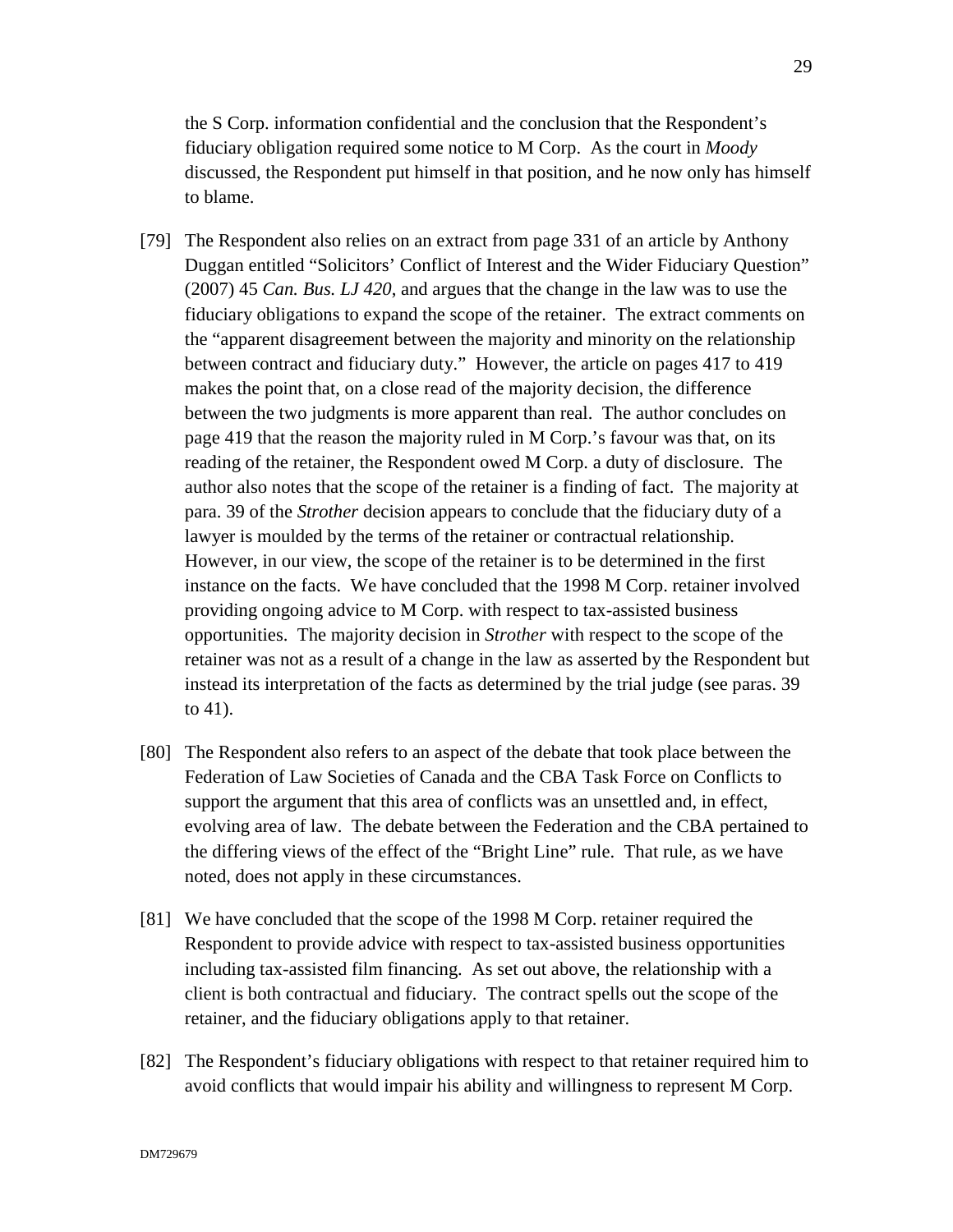the S Corp. information confidential and the conclusion that the Respondent's fiduciary obligation required some notice to M Corp. As the court in *Moody* discussed, the Respondent put himself in that position, and he now only has himself to blame.

[79] The Respondent also relies on an extract from page 331 of an article by Anthony Duggan entitled "Solicitors' Conflict of Interest and the Wider Fiduciary Question" (2007) 45 *Can. Bus. LJ 420*, and argues that the change in the law was to use the fiduciary obligations to expand the scope of the retainer. The extract comments on the "apparent disagreement between the majority and minority on the relationship between contract and fiduciary duty." However, the article on pages 417 to 419 makes the point that, on a close read of the majority decision, the difference between the two judgments is more apparent than real. The author concludes on page 419 that the reason the majority ruled in M Corp.'s favour was that, on its reading of the retainer, the Respondent owed M Corp. a duty of disclosure. The author also notes that the scope of the retainer is a finding of fact. The majority at para. 39 of the *Strother* decision appears to conclude that the fiduciary duty of a lawyer is moulded by the terms of the retainer or contractual relationship. However, in our view, the scope of the retainer is to be determined in the first instance on the facts. We have concluded that the 1998 M Corp. retainer involved providing ongoing advice to M Corp. with respect to tax-assisted business opportunities. The majority decision in *Strother* with respect to the scope of the retainer was not as a result of a change in the law as asserted by the Respondent but instead its interpretation of the facts as determined by the trial judge (see paras. 39 to 41).

[80] The Respondent also refers to an aspect of the debate that took place between the Federation of Law Societies of Canada and the CBA Task Force on Conflicts to support the argument that this area of conflicts was an unsettled and, in effect, evolving area of law. The debate between the Federation and the CBA pertained to the differing views of the effect of the "Bright Line" rule. That rule, as we have noted, does not apply in these circumstances.

[81] We have concluded that the scope of the 1998 M Corp. retainer required the Respondent to provide advice with respect to tax-assisted business opportunities including tax-assisted film financing. As set out above, the relationship with a client is both contractual and fiduciary. The contract spells out the scope of the retainer, and the fiduciary obligations apply to that retainer.

[82] The Respondent's fiduciary obligations with respect to that retainer required him to avoid conflicts that would impair his ability and willingness to represent M Corp.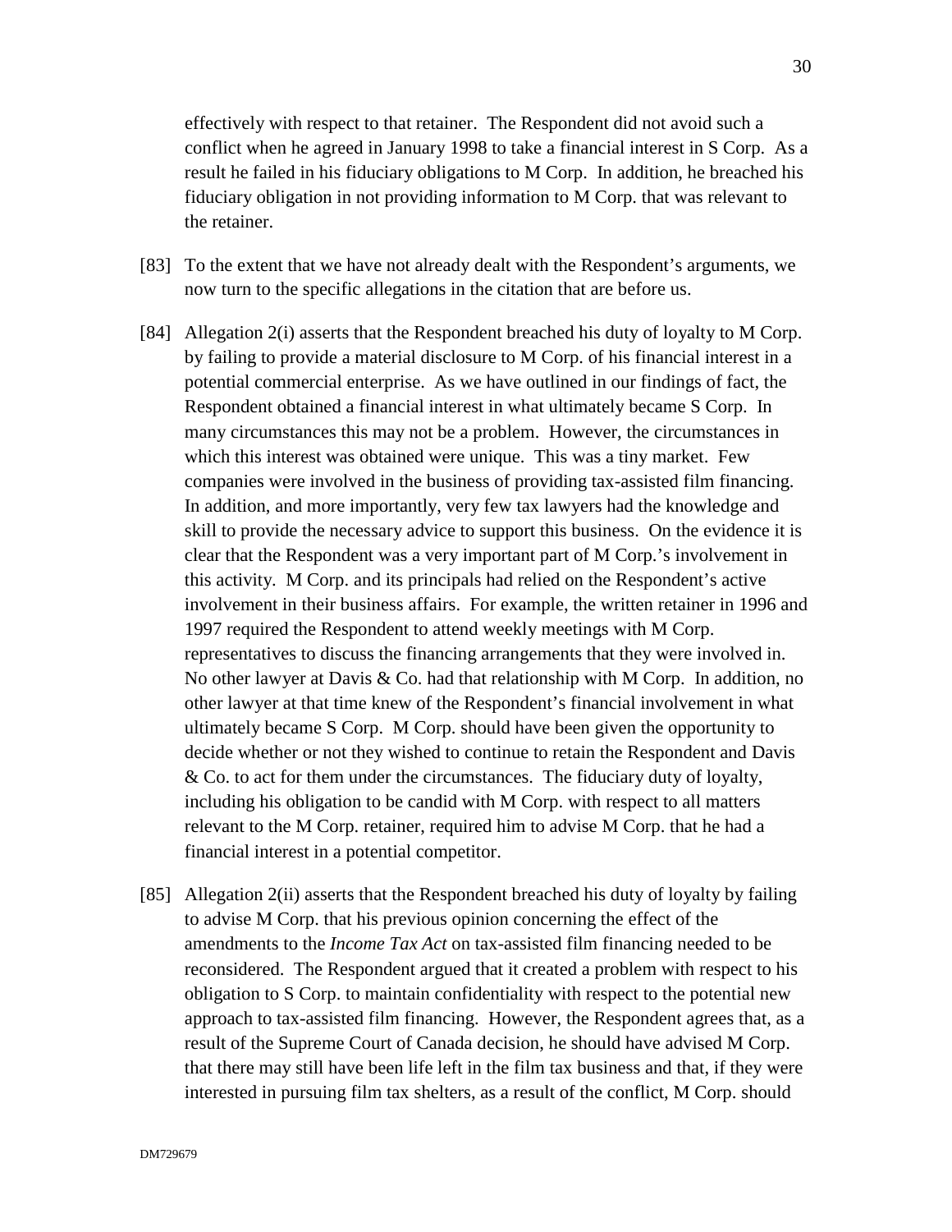effectively with respect to that retainer. The Respondent did not avoid such a conflict when he agreed in January 1998 to take a financial interest in S Corp. As a result he failed in his fiduciary obligations to M Corp. In addition, he breached his fiduciary obligation in not providing information to M Corp. that was relevant to the retainer.

[83] To the extent that we have not already dealt with the Respondent's arguments, we now turn to the specific allegations in the citation that are before us.

[84] Allegation 2(i) asserts that the Respondent breached his duty of loyalty to M Corp. by failing to provide a material disclosure to M Corp. of his financial interest in a potential commercial enterprise. As we have outlined in our findings of fact, the Respondent obtained a financial interest in what ultimately became S Corp. In many circumstances this may not be a problem. However, the circumstances in which this interest was obtained were unique. This was a tiny market. Few companies were involved in the business of providing tax-assisted film financing. In addition, and more importantly, very few tax lawyers had the knowledge and skill to provide the necessary advice to support this business. On the evidence it is clear that the Respondent was a very important part of M Corp.'s involvement in this activity. M Corp. and its principals had relied on the Respondent's active involvement in their business affairs. For example, the written retainer in 1996 and 1997 required the Respondent to attend weekly meetings with M Corp. representatives to discuss the financing arrangements that they were involved in. No other lawyer at Davis & Co. had that relationship with M Corp. In addition, no other lawyer at that time knew of the Respondent's financial involvement in what ultimately became S Corp. M Corp. should have been given the opportunity to decide whether or not they wished to continue to retain the Respondent and Davis & Co. to act for them under the circumstances. The fiduciary duty of loyalty, including his obligation to be candid with M Corp. with respect to all matters relevant to the M Corp. retainer, required him to advise M Corp. that he had a financial interest in a potential competitor.

[85] Allegation 2(ii) asserts that the Respondent breached his duty of loyalty by failing to advise M Corp. that his previous opinion concerning the effect of the amendments to the *Income Tax Act* on tax-assisted film financing needed to be reconsidered. The Respondent argued that it created a problem with respect to his obligation to S Corp. to maintain confidentiality with respect to the potential new approach to tax-assisted film financing. However, the Respondent agrees that, as a result of the Supreme Court of Canada decision, he should have advised M Corp. that there may still have been life left in the film tax business and that, if they were interested in pursuing film tax shelters, as a result of the conflict, M Corp. should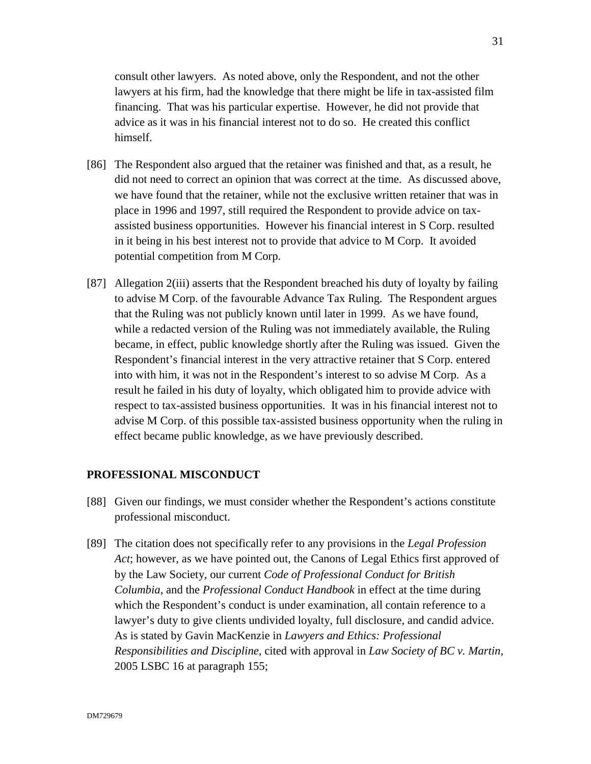consult other lawyers. As noted above, only the Respondent, and not the other lawyers at his firm, had the knowledge that there might be life in tax-assisted film financing. That was his particular expertise. However, he did not provide that advice as it was in his financial interest not to do so. He created this conflict himself.

[86] The Respondent also argued that the retainer was finished and that, as a result, he did not need to correct an opinion that was correct at the time. As discussed above, we have found that the retainer, while not the exclusive written retainer that was in place in 1996 and 1997, still required the Respondent to provide advice on tax-assisted business opportunities. However his financial interest in S Corp. resulted in it being in his best interest not to provide that advice to M Corp. It avoided potential competition from M Corp.

[87] Allegation 2(iii) asserts that the Respondent breached his duty of loyalty by failing to advise M Corp. of the favourable Advance Tax Ruling. The Respondent argues that the Ruling was not publicly known until later in 1999. As we have found, while a redacted version of the Ruling was not immediately available, the Ruling became, in effect, public knowledge shortly after the Ruling was issued. Given the Respondent's financial interest in the very attractive retainer that S Corp. entered into with him, it was not in the Respondent's interest to so advise M Corp. As a result he failed in his duty of loyalty, which obligated him to provide advice with respect to tax-assisted business opportunities. It was in his financial interest not to advise M Corp. of this possible tax-assisted business opportunity when the ruling in effect became public knowledge, as we have previously described.

## PROFESSIONAL MISCONDUCT

[88] Given our findings, we must consider whether the Respondent's actions constitute professional misconduct.

[89] The citation does not specifically refer to any provisions in the *Legal Profession Act*; however, as we have pointed out, the Canons of Legal Ethics first approved of by the Law Society, our current *Code of Professional Conduct for British Columbia*, and the *Professional Conduct Handbook* in effect at the time during which the Respondent's conduct is under examination, all contain reference to a lawyer's duty to give clients undivided loyalty, full disclosure, and candid advice. As is stated by Gavin MacKenzie in *Lawyers and Ethics: Professional Responsibilities and Discipline*, cited with approval in *Law Society of BC v. Martin*, 2005 LSBC 16 at paragraph 155;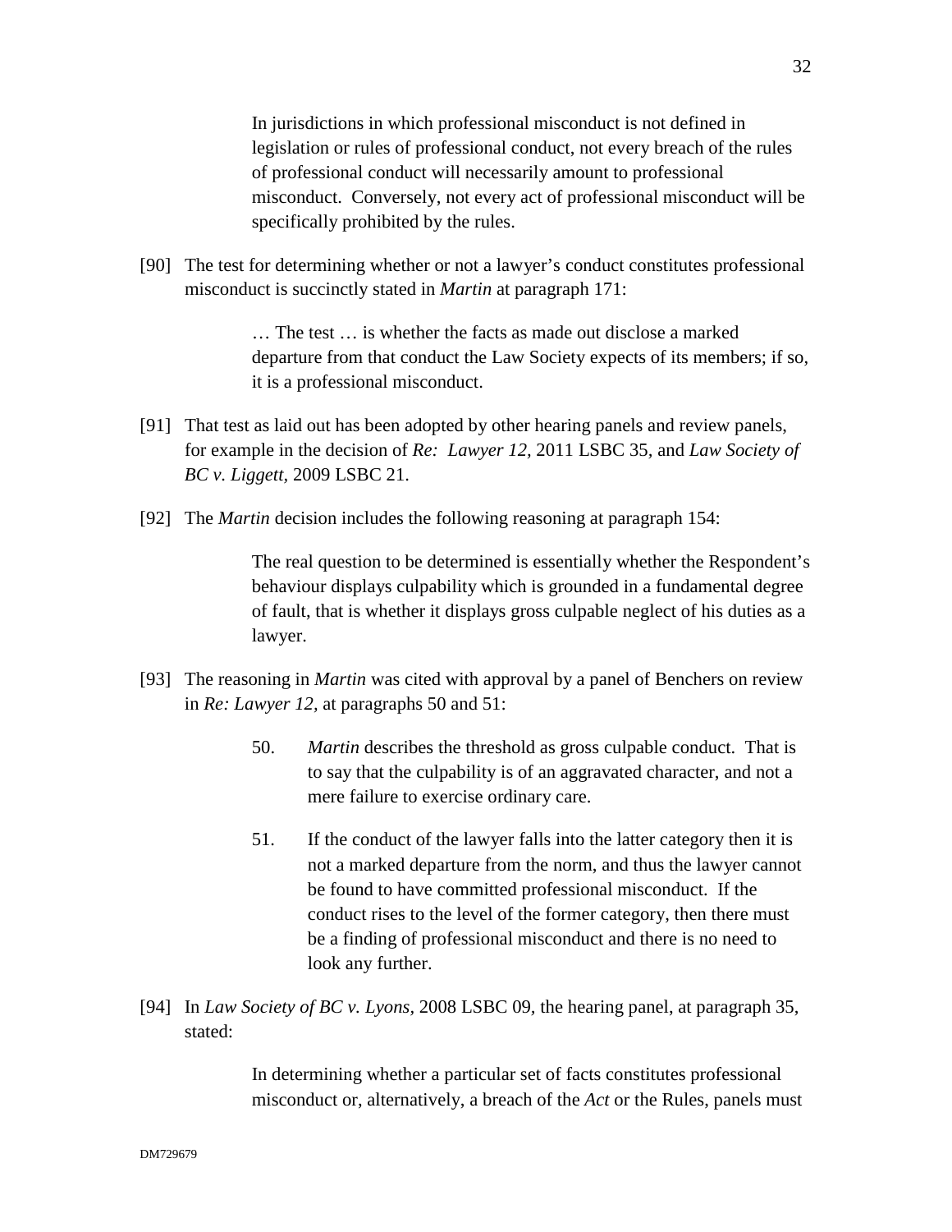> In jurisdictions in which professional misconduct is not defined in legislation or rules of professional conduct, not every breach of the rules of professional conduct will necessarily amount to professional misconduct. Conversely, not every act of professional misconduct will be specifically prohibited by the rules.

[90] The test for determining whether or not a lawyer's conduct constitutes professional misconduct is succinctly stated in *Martin* at paragraph 171:

> … The test … is whether the facts as made out disclose a marked departure from that conduct the Law Society expects of its members; if so, it is a professional misconduct.

[91] That test as laid out has been adopted by other hearing panels and review panels, for example in the decision of *Re: Lawyer 12,* 2011 LSBC 35, and *Law Society of BC v. Liggett,* 2009 LSBC 21.

[92] The *Martin* decision includes the following reasoning at paragraph 154:

> The real question to be determined is essentially whether the Respondent's behaviour displays culpability which is grounded in a fundamental degree of fault, that is whether it displays gross culpable neglect of his duties as a lawyer.

[93] The reasoning in *Martin* was cited with approval by a panel of Benchers on review in *Re: Lawyer 12,* at paragraphs 50 and 51:

> 50. *Martin* describes the threshold as gross culpable conduct. That is to say that the culpability is of an aggravated character, and not a mere failure to exercise ordinary care.
>
> 51. If the conduct of the lawyer falls into the latter category then it is not a marked departure from the norm, and thus the lawyer cannot be found to have committed professional misconduct. If the conduct rises to the level of the former category, then there must be a finding of professional misconduct and there is no need to look any further.

[94] In *Law Society of BC v. Lyons,* 2008 LSBC 09, the hearing panel, at paragraph 35, stated:

> In determining whether a particular set of facts constitutes professional misconduct or, alternatively, a breach of the *Act* or the Rules, panels must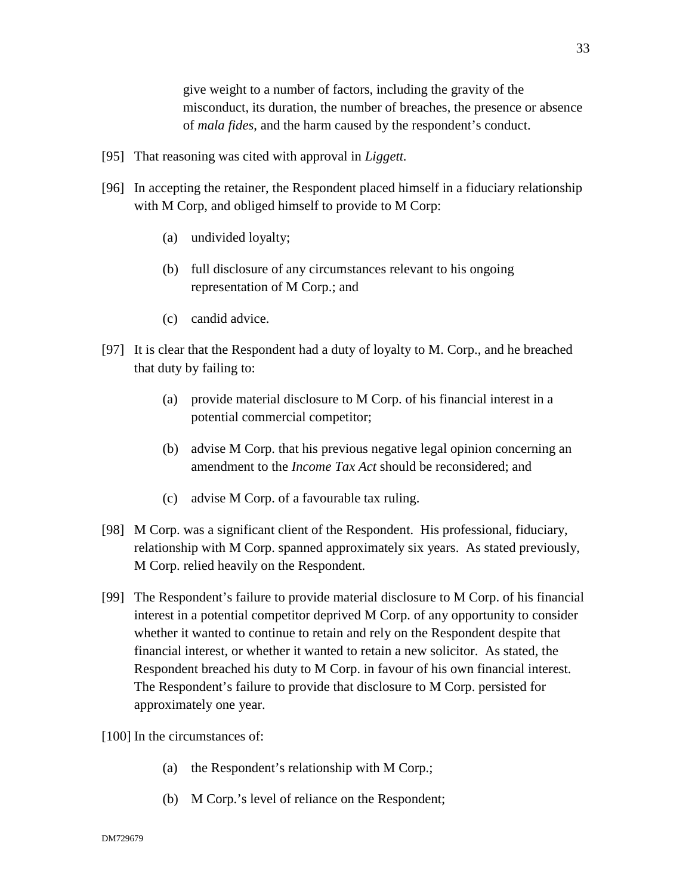> give weight to a number of factors, including the gravity of the misconduct, its duration, the number of breaches, the presence or absence of *mala fides*, and the harm caused by the respondent's conduct.

[95] That reasoning was cited with approval in *Liggett.*

[96] In accepting the retainer, the Respondent placed himself in a fiduciary relationship with M Corp, and obliged himself to provide to M Corp:

- (a) undivided loyalty;
- (b) full disclosure of any circumstances relevant to his ongoing representation of M Corp.; and
- (c) candid advice.

[97] It is clear that the Respondent had a duty of loyalty to M. Corp., and he breached that duty by failing to:

- (a) provide material disclosure to M Corp. of his financial interest in a potential commercial competitor;
- (b) advise M Corp. that his previous negative legal opinion concerning an amendment to the *Income Tax Act* should be reconsidered; and
- (c) advise M Corp. of a favourable tax ruling.

[98] M Corp. was a significant client of the Respondent. His professional, fiduciary, relationship with M Corp. spanned approximately six years. As stated previously, M Corp. relied heavily on the Respondent.

[99] The Respondent's failure to provide material disclosure to M Corp. of his financial interest in a potential competitor deprived M Corp. of any opportunity to consider whether it wanted to continue to retain and rely on the Respondent despite that financial interest, or whether it wanted to retain a new solicitor. As stated, the Respondent breached his duty to M Corp. in favour of his own financial interest. The Respondent's failure to provide that disclosure to M Corp. persisted for approximately one year.

[100] In the circumstances of:

- (a) the Respondent's relationship with M Corp.;
- (b) M Corp.'s level of reliance on the Respondent;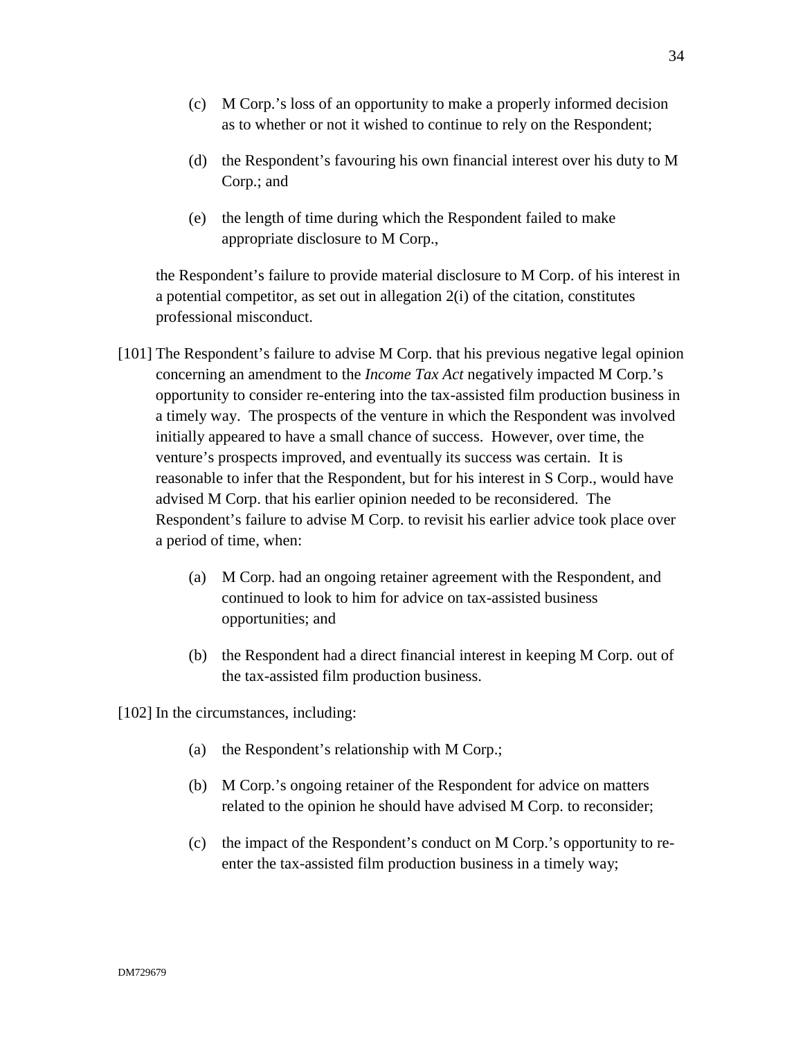(c) M Corp.'s loss of an opportunity to make a properly informed decision as to whether or not it wished to continue to rely on the Respondent;

(d) the Respondent's favouring his own financial interest over his duty to M Corp.; and

(e) the length of time during which the Respondent failed to make appropriate disclosure to M Corp.,

the Respondent's failure to provide material disclosure to M Corp. of his interest in a potential competitor, as set out in allegation 2(i) of the citation, constitutes professional misconduct.

[101] The Respondent's failure to advise M Corp. that his previous negative legal opinion concerning an amendment to the *Income Tax Act* negatively impacted M Corp.'s opportunity to consider re-entering into the tax-assisted film production business in a timely way. The prospects of the venture in which the Respondent was involved initially appeared to have a small chance of success. However, over time, the venture's prospects improved, and eventually its success was certain. It is reasonable to infer that the Respondent, but for his interest in S Corp., would have advised M Corp. that his earlier opinion needed to be reconsidered. The Respondent's failure to advise M Corp. to revisit his earlier advice took place over a period of time, when:

(a) M Corp. had an ongoing retainer agreement with the Respondent, and continued to look to him for advice on tax-assisted business opportunities; and

(b) the Respondent had a direct financial interest in keeping M Corp. out of the tax-assisted film production business.

[102] In the circumstances, including:

(a) the Respondent's relationship with M Corp.;

(b) M Corp.'s ongoing retainer of the Respondent for advice on matters related to the opinion he should have advised M Corp. to reconsider;

(c) the impact of the Respondent's conduct on M Corp.'s opportunity to re-enter the tax-assisted film production business in a timely way;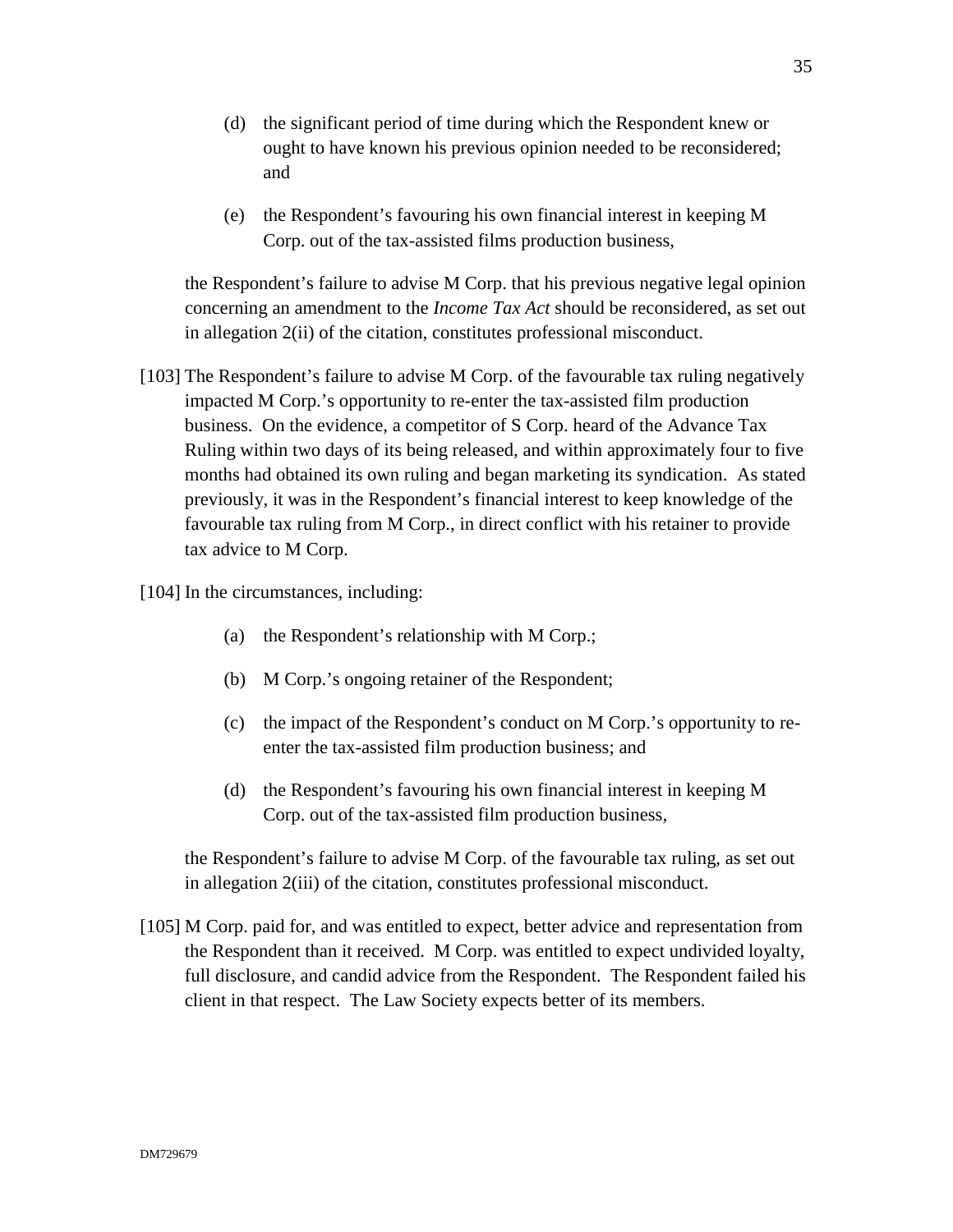(d) the significant period of time during which the Respondent knew or ought to have known his previous opinion needed to be reconsidered; and

(e) the Respondent's favouring his own financial interest in keeping M Corp. out of the tax-assisted films production business,

the Respondent's failure to advise M Corp. that his previous negative legal opinion concerning an amendment to the *Income Tax Act* should be reconsidered, as set out in allegation 2(ii) of the citation, constitutes professional misconduct.

[103] The Respondent's failure to advise M Corp. of the favourable tax ruling negatively impacted M Corp.'s opportunity to re-enter the tax-assisted film production business. On the evidence, a competitor of S Corp. heard of the Advance Tax Ruling within two days of its being released, and within approximately four to five months had obtained its own ruling and began marketing its syndication. As stated previously, it was in the Respondent's financial interest to keep knowledge of the favourable tax ruling from M Corp., in direct conflict with his retainer to provide tax advice to M Corp.

[104] In the circumstances, including:

(a) the Respondent's relationship with M Corp.;

(b) M Corp.'s ongoing retainer of the Respondent;

(c) the impact of the Respondent's conduct on M Corp.'s opportunity to re-enter the tax-assisted film production business; and

(d) the Respondent's favouring his own financial interest in keeping M Corp. out of the tax-assisted film production business,

the Respondent's failure to advise M Corp. of the favourable tax ruling, as set out in allegation 2(iii) of the citation, constitutes professional misconduct.

[105] M Corp. paid for, and was entitled to expect, better advice and representation from the Respondent than it received. M Corp. was entitled to expect undivided loyalty, full disclosure, and candid advice from the Respondent. The Respondent failed his client in that respect. The Law Society expects better of its members.

DM729679